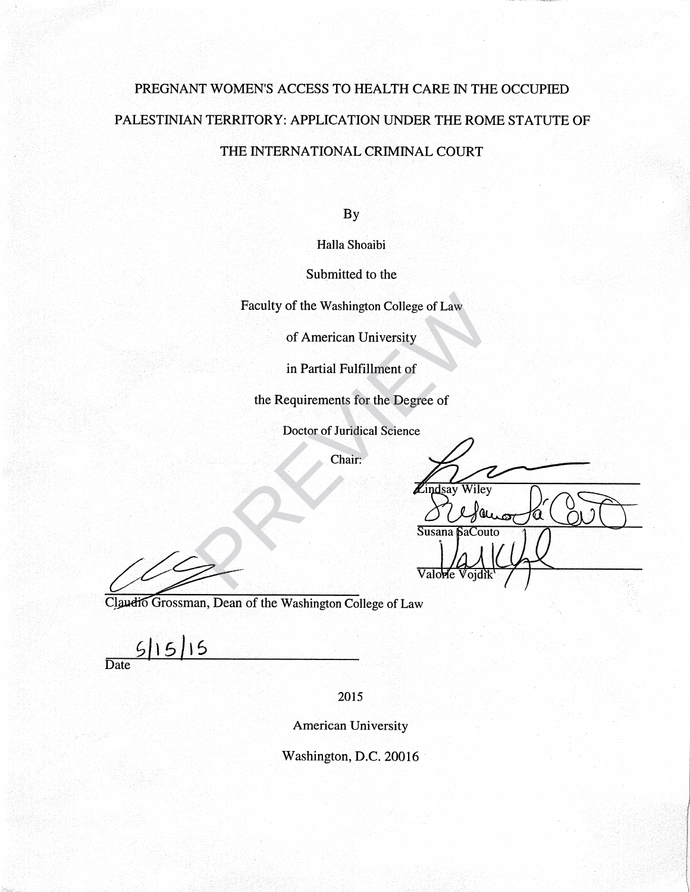# PREGNANT WOMEN'S ACCESS TO HEALTH CARE IN THE OCCUPIED PALESTINIAN TERRITORY: APPLICATION UNDER THE ROME STATUTE OF THE INTERNATIONAL CRIMINAL COURT

By

Halla Shoaibi

Submitted to the

Faculty of the Washington College of Law

of American University

in Partial Fulfillment of

the Requirements for the Degree of

Doctor of Juridical Science

Chair:

Lindsay Wiley

Susana SaCouto

Valorie Vojdik

Claudio Grossman, Dean of the Washington College of Law

5/15/15

Date

2015

American University

Washington, D.C. 20016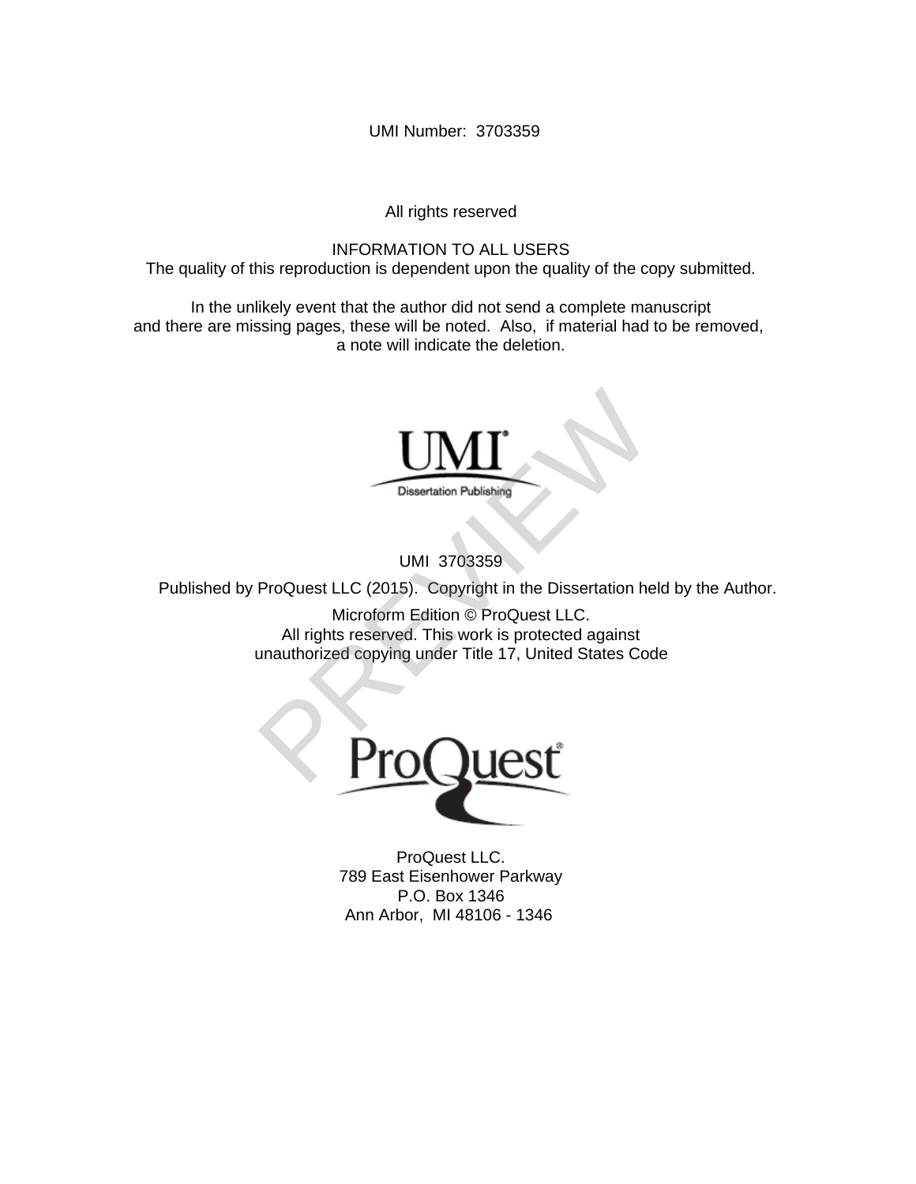UMI Number: 3703359

All rights reserved

INFORMATION TO ALL USERS
The quality of this reproduction is dependent upon the quality of the copy submitted.

In the unlikely event that the author did not send a complete manuscript
and there are missing pages, these will be noted. Also, if material had to be removed,
a note will indicate the deletion.

UMI
Dissertation Publishing

UMI 3703359

Published by ProQuest LLC (2015). Copyright in the Dissertation held by the Author.

Microform Edition © ProQuest LLC.
All rights reserved. This work is protected against
unauthorized copying under Title 17, United States Code

ProQuest

ProQuest LLC.
789 East Eisenhower Parkway
P.O. Box 1346
Ann Arbor, MI 48106 - 1346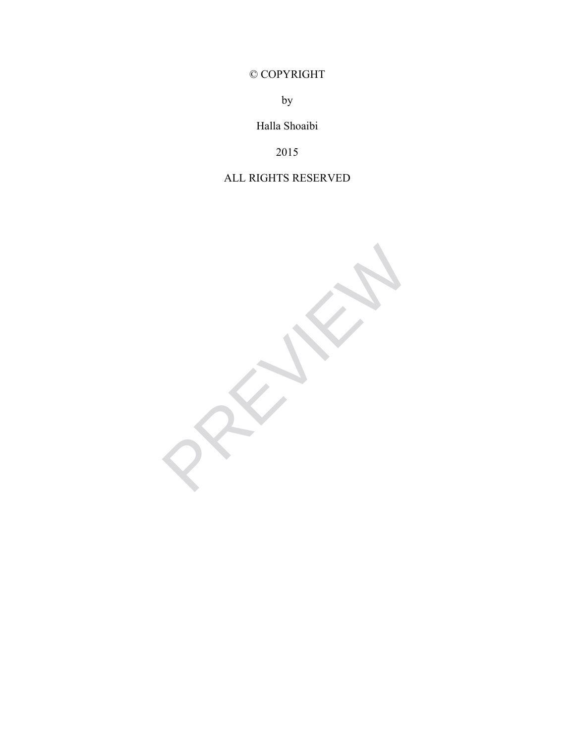© COPYRIGHT

by

Halla Shoaibi

2015

ALL RIGHTS RESERVED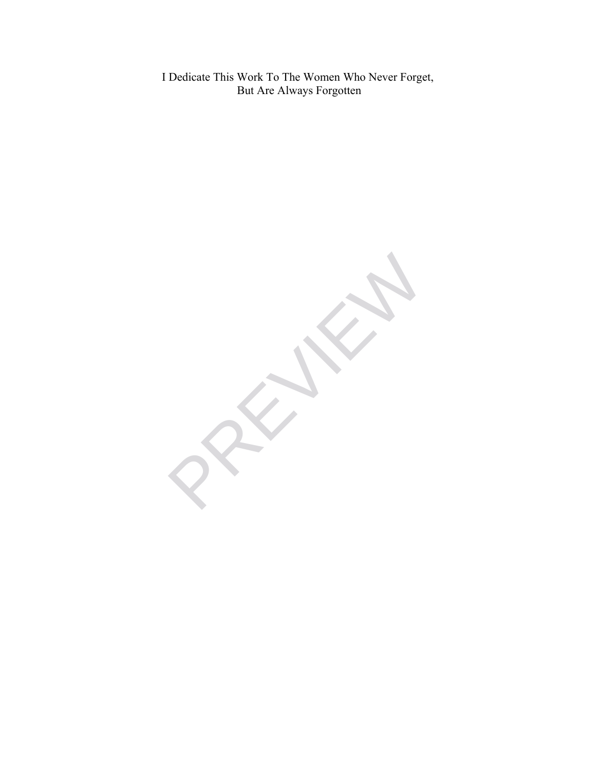I Dedicate This Work To The Women Who Never Forget,
But Are Always Forgotten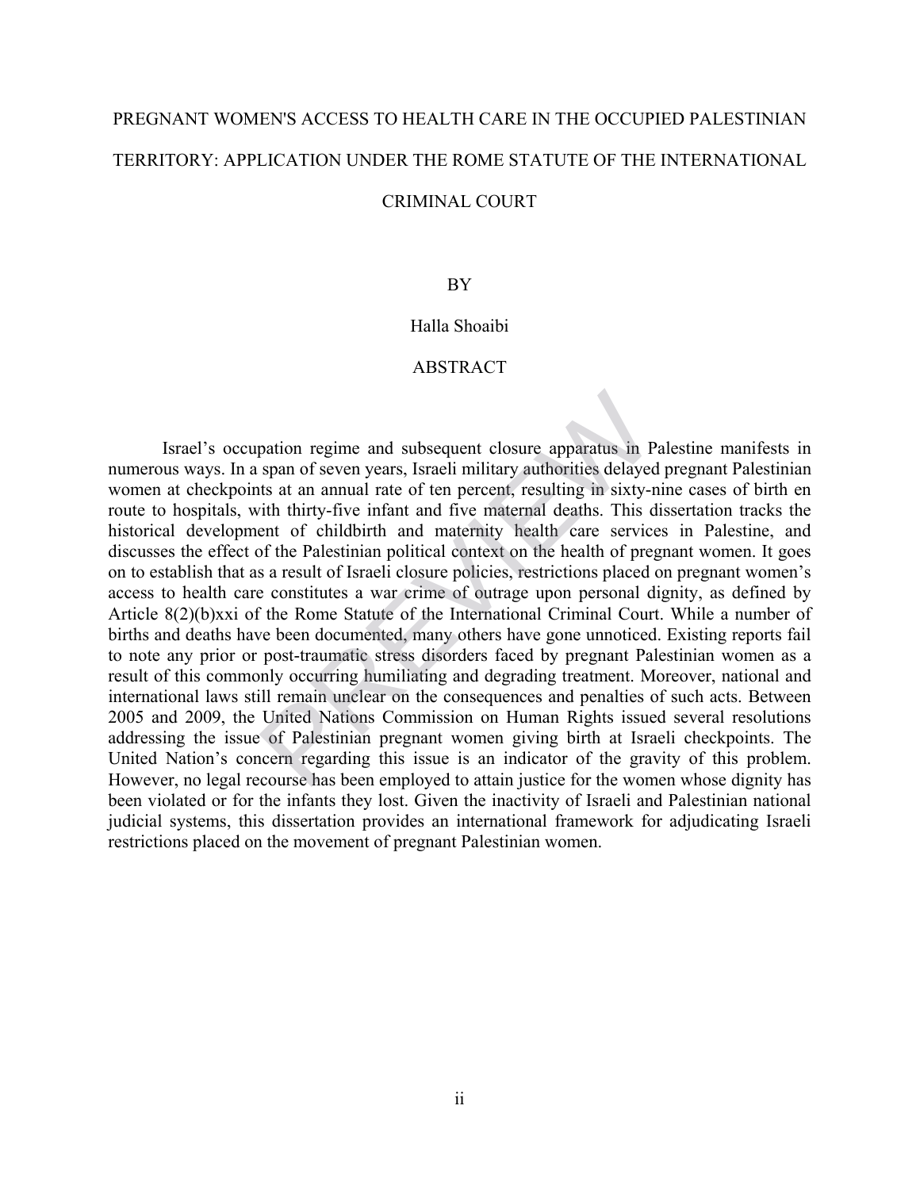# PREGNANT WOMEN'S ACCESS TO HEALTH CARE IN THE OCCUPIED PALESTINIAN TERRITORY: APPLICATION UNDER THE ROME STATUTE OF THE INTERNATIONAL CRIMINAL COURT

BY

Halla Shoaibi

## ABSTRACT

Israel's occupation regime and subsequent closure apparatus in Palestine manifests in numerous ways. In a span of seven years, Israeli military authorities delayed pregnant Palestinian women at checkpoints at an annual rate of ten percent, resulting in sixty-nine cases of birth en route to hospitals, with thirty-five infant and five maternal deaths. This dissertation tracks the historical development of childbirth and maternity health care services in Palestine, and discusses the effect of the Palestinian political context on the health of pregnant women. It goes on to establish that as a result of Israeli closure policies, restrictions placed on pregnant women's access to health care constitutes a war crime of outrage upon personal dignity, as defined by Article 8(2)(b)xxi of the Rome Statute of the International Criminal Court. While a number of births and deaths have been documented, many others have gone unnoticed. Existing reports fail to note any prior or post-traumatic stress disorders faced by pregnant Palestinian women as a result of this commonly occurring humiliating and degrading treatment. Moreover, national and international laws still remain unclear on the consequences and penalties of such acts. Between 2005 and 2009, the United Nations Commission on Human Rights issued several resolutions addressing the issue of Palestinian pregnant women giving birth at Israeli checkpoints. The United Nation's concern regarding this issue is an indicator of the gravity of this problem. However, no legal recourse has been employed to attain justice for the women whose dignity has been violated or for the infants they lost. Given the inactivity of Israeli and Palestinian national judicial systems, this dissertation provides an international framework for adjudicating Israeli restrictions placed on the movement of pregnant Palestinian women.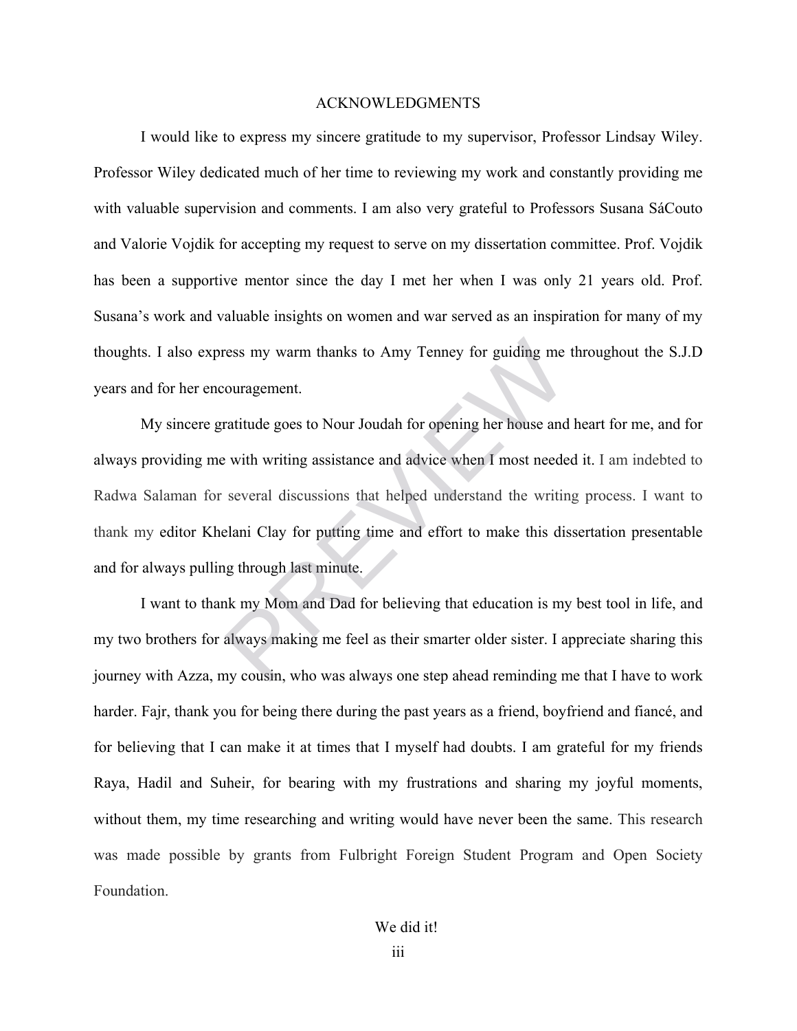# ACKNOWLEDGMENTS

I would like to express my sincere gratitude to my supervisor, Professor Lindsay Wiley. Professor Wiley dedicated much of her time to reviewing my work and constantly providing me with valuable supervision and comments. I am also very grateful to Professors Susana SáCouto and Valorie Vojdik for accepting my request to serve on my dissertation committee. Prof. Vojdik has been a supportive mentor since the day I met her when I was only 21 years old. Prof. Susana's work and valuable insights on women and war served as an inspiration for many of my thoughts. I also express my warm thanks to Amy Tenney for guiding me throughout the S.J.D years and for her encouragement.

My sincere gratitude goes to Nour Joudah for opening her house and heart for me, and for always providing me with writing assistance and advice when I most needed it. I am indebted to Radwa Salaman for several discussions that helped understand the writing process. I want to thank my editor Khelani Clay for putting time and effort to make this dissertation presentable and for always pulling through last minute.

I want to thank my Mom and Dad for believing that education is my best tool in life, and my two brothers for always making me feel as their smarter older sister. I appreciate sharing this journey with Azza, my cousin, who was always one step ahead reminding me that I have to work harder. Fajr, thank you for being there during the past years as a friend, boyfriend and fiancé, and for believing that I can make it at times that I myself had doubts. I am grateful for my friends Raya, Hadil and Suheir, for bearing with my frustrations and sharing my joyful moments, without them, my time researching and writing would have never been the same. This research was made possible by grants from Fulbright Foreign Student Program and Open Society Foundation.

We did it!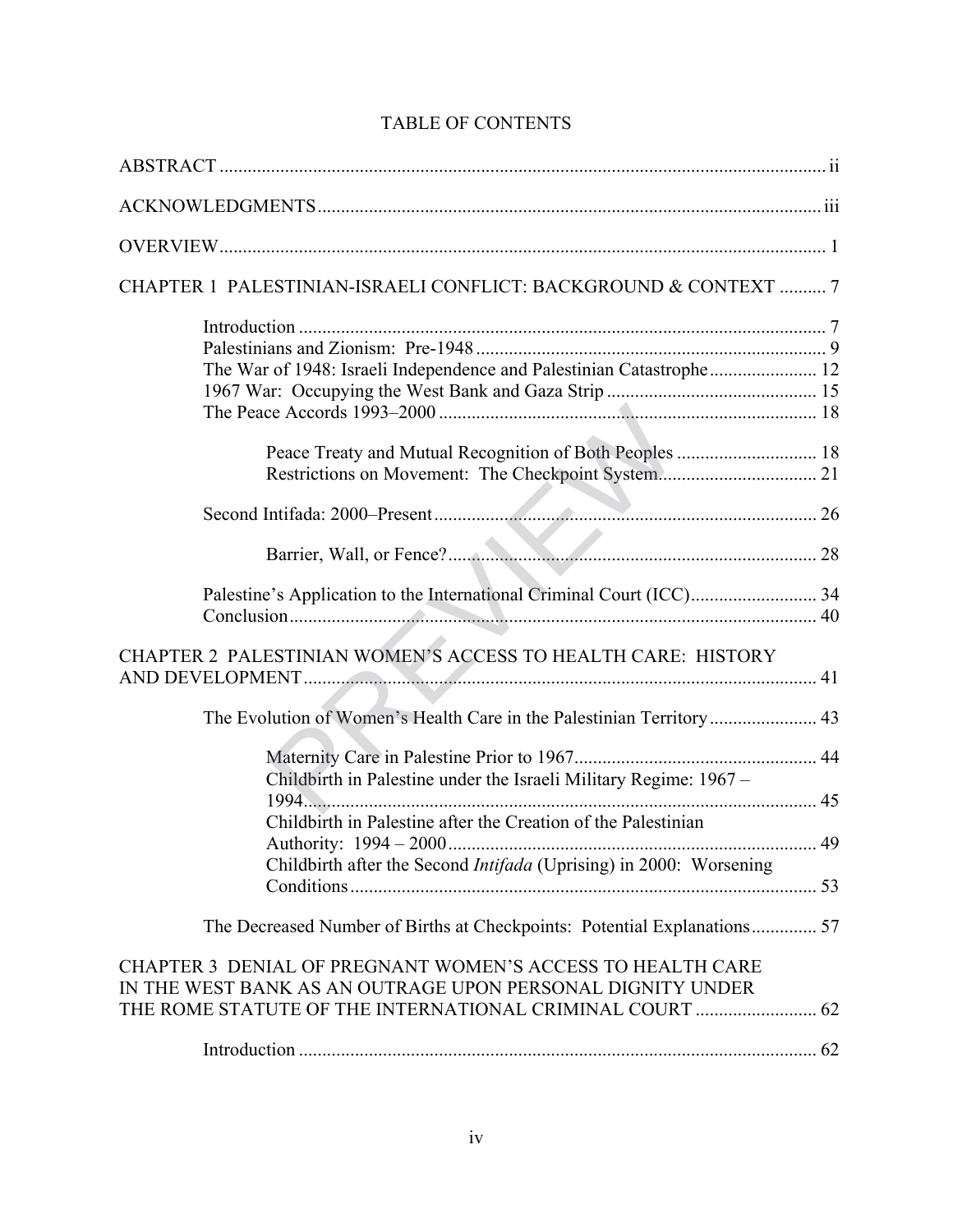# TABLE OF CONTENTS

ABSTRACT ..... ii

ACKNOWLEDGMENTS ..... iii

OVERVIEW ..... 1

CHAPTER 1 PALESTINIAN-ISRAELI CONFLICT: BACKGROUND & CONTEXT ..... 7

- Introduction ..... 7
- Palestinians and Zionism: Pre-1948 ..... 9
- The War of 1948: Israeli Independence and Palestinian Catastrophe ..... 12
- 1967 War: Occupying the West Bank and Gaza Strip ..... 15
- The Peace Accords 1993–2000 ..... 18
  - Peace Treaty and Mutual Recognition of Both Peoples ..... 18
  - Restrictions on Movement: The Checkpoint System ..... 21
- Second Intifada: 2000–Present ..... 26
  - Barrier, Wall, or Fence? ..... 28
- Palestine's Application to the International Criminal Court (ICC) ..... 34
- Conclusion ..... 40

CHAPTER 2 PALESTINIAN WOMEN'S ACCESS TO HEALTH CARE: HISTORY AND DEVELOPMENT ..... 41

- The Evolution of Women's Health Care in the Palestinian Territory ..... 43
  - Maternity Care in Palestine Prior to 1967 ..... 44
  - Childbirth in Palestine under the Israeli Military Regime: 1967 – 1994 ..... 45
  - Childbirth in Palestine after the Creation of the Palestinian Authority: 1994 – 2000 ..... 49
  - Childbirth after the Second *Intifada* (Uprising) in 2000: Worsening Conditions ..... 53
- The Decreased Number of Births at Checkpoints: Potential Explanations ..... 57

CHAPTER 3 DENIAL OF PREGNANT WOMEN'S ACCESS TO HEALTH CARE IN THE WEST BANK AS AN OUTRAGE UPON PERSONAL DIGNITY UNDER THE ROME STATUTE OF THE INTERNATIONAL CRIMINAL COURT ..... 62

- Introduction ..... 62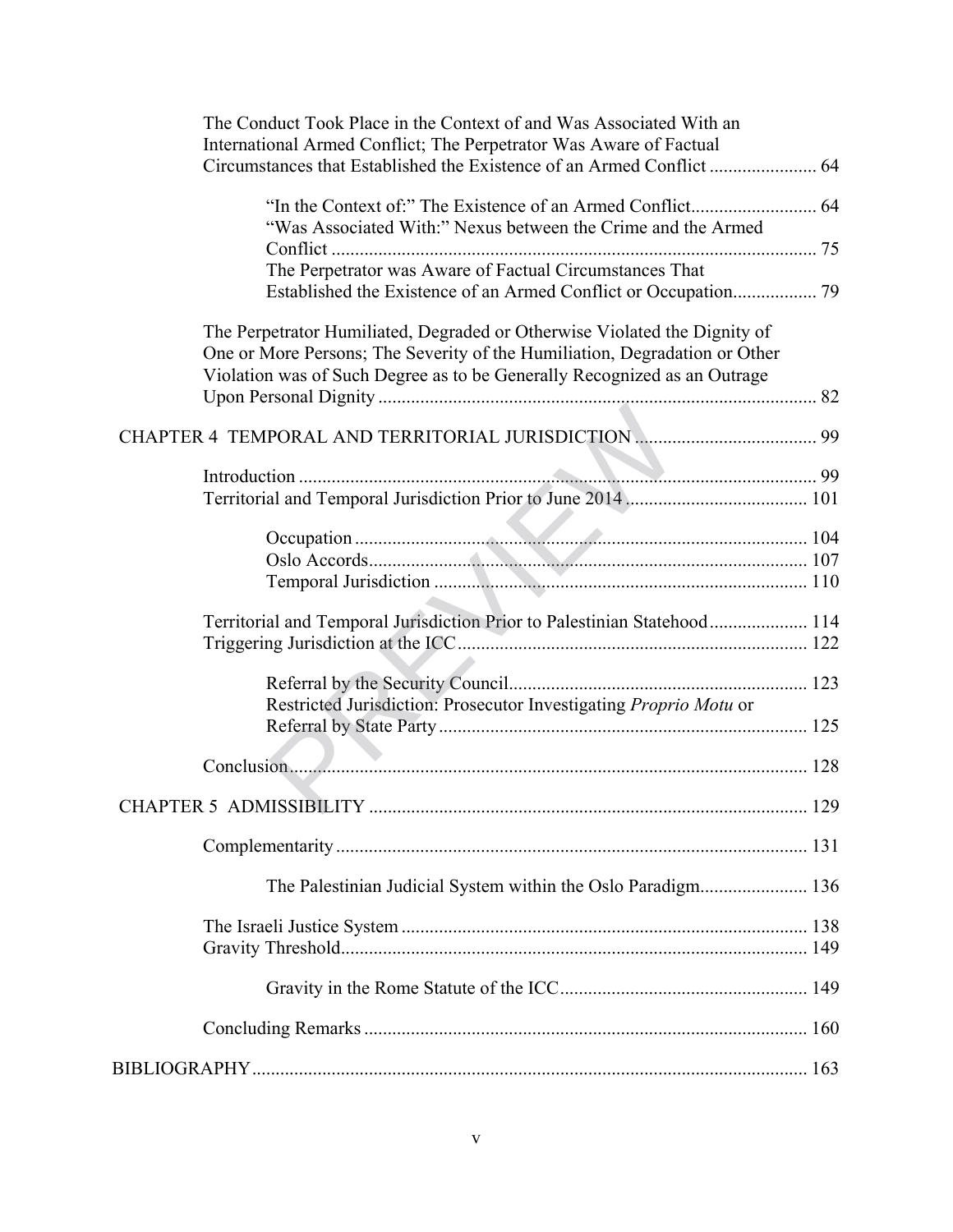The Conduct Took Place in the Context of and Was Associated With an International Armed Conflict; The Perpetrator Was Aware of Factual Circumstances that Established the Existence of an Armed Conflict ....................... 64

- “In the Context of:” The Existence of an Armed Conflict........................... 64
- “Was Associated With:” Nexus between the Crime and the Armed Conflict ........................................................................................................ 75
- The Perpetrator was Aware of Factual Circumstances That Established the Existence of an Armed Conflict or Occupation.................. 79

The Perpetrator Humiliated, Degraded or Otherwise Violated the Dignity of One or More Persons; The Severity of the Humiliation, Degradation or Other Violation was of Such Degree as to be Generally Recognized as an Outrage Upon Personal Dignity ............................................................................................ 82

CHAPTER 4 TEMPORAL AND TERRITORIAL JURISDICTION ....................................... 99

Introduction ............................................................................................................ 99
Territorial and Temporal Jurisdiction Prior to June 2014 ...................................... 101

- Occupation ................................................................................................ 104
- Oslo Accords............................................................................................. 107
- Temporal Jurisdiction ............................................................................... 110

Territorial and Temporal Jurisdiction Prior to Palestinian Statehood..................... 114
Triggering Jurisdiction at the ICC........................................................................... 122

- Referral by the Security Council................................................................ 123
- Restricted Jurisdiction: Prosecutor Investigating *Proprio Motu* or Referral by State Party ............................................................................... 125

Conclusion............................................................................................................... 128

CHAPTER 5 ADMISSIBILITY ............................................................................................ 129

Complementarity ..................................................................................................... 131

- The Palestinian Judicial System within the Oslo Paradigm....................... 136

The Israeli Justice System ....................................................................................... 138
Gravity Threshold.................................................................................................... 149

- Gravity in the Rome Statute of the ICC..................................................... 149

Concluding Remarks ............................................................................................... 160

BIBLIOGRAPHY...................................................................................................................... 163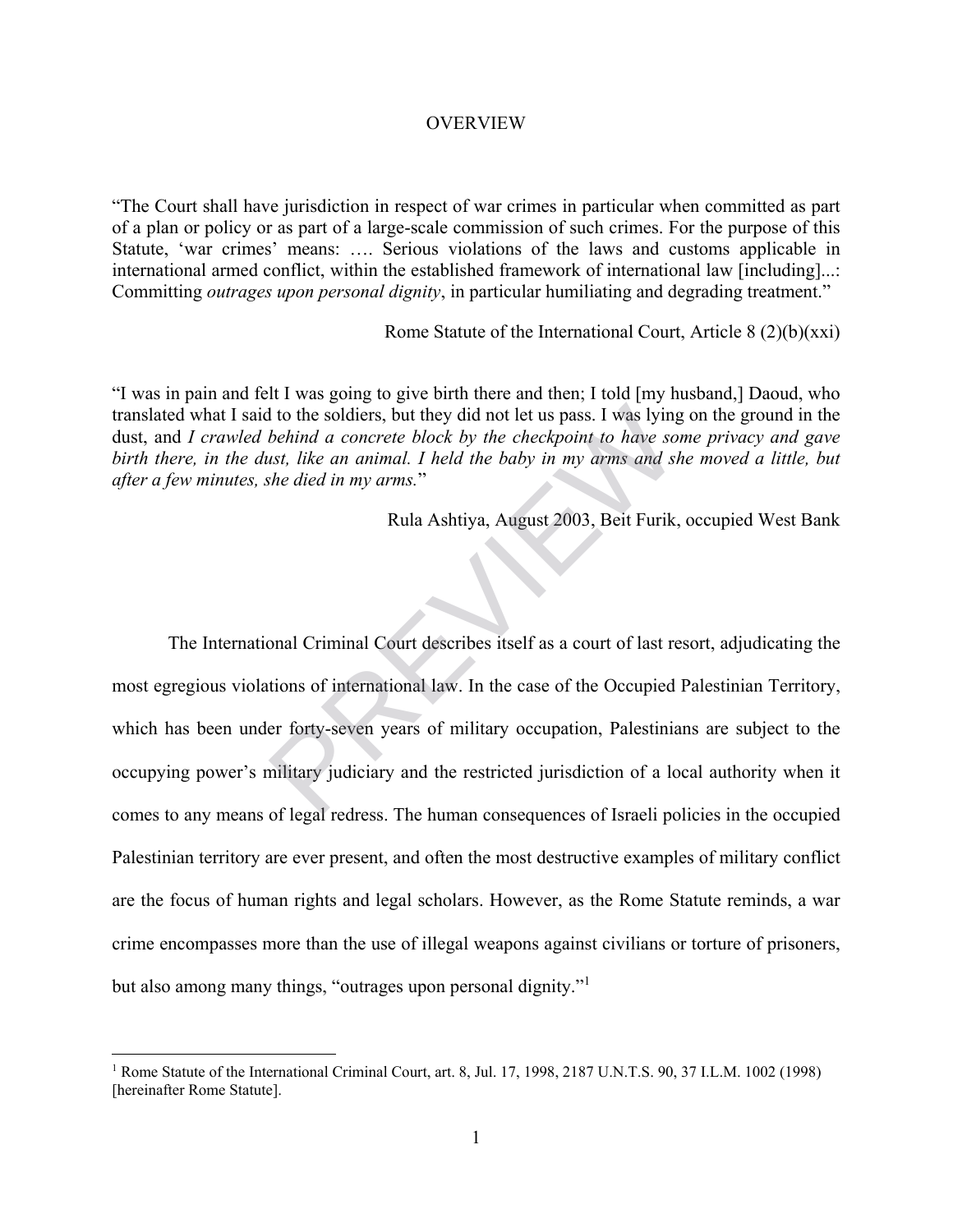# OVERVIEW

"The Court shall have jurisdiction in respect of war crimes in particular when committed as part of a plan or policy or as part of a large-scale commission of such crimes. For the purpose of this Statute, 'war crimes' means: …. Serious violations of the laws and customs applicable in international armed conflict, within the established framework of international law [including]...: Committing *outrages upon personal dignity*, in particular humiliating and degrading treatment."

Rome Statute of the International Court, Article 8 (2)(b)(xxi)

"I was in pain and felt I was going to give birth there and then; I told [my husband,] Daoud, who translated what I said to the soldiers, but they did not let us pass. I was lying on the ground in the dust, and *I crawled behind a concrete block by the checkpoint to have some privacy and gave birth there, in the dust, like an animal. I held the baby in my arms and she moved a little, but after a few minutes, she died in my arms.*"

Rula Ashtiya, August 2003, Beit Furik, occupied West Bank

The International Criminal Court describes itself as a court of last resort, adjudicating the most egregious violations of international law. In the case of the Occupied Palestinian Territory, which has been under forty-seven years of military occupation, Palestinians are subject to the occupying power's military judiciary and the restricted jurisdiction of a local authority when it comes to any means of legal redress. The human consequences of Israeli policies in the occupied Palestinian territory are ever present, and often the most destructive examples of military conflict are the focus of human rights and legal scholars. However, as the Rome Statute reminds, a war crime encompasses more than the use of illegal weapons against civilians or torture of prisoners, but also among many things, "outrages upon personal dignity."[1]

[1] Rome Statute of the International Criminal Court, art. 8, Jul. 17, 1998, 2187 U.N.T.S. 90, 37 I.L.M. 1002 (1998) [hereinafter Rome Statute].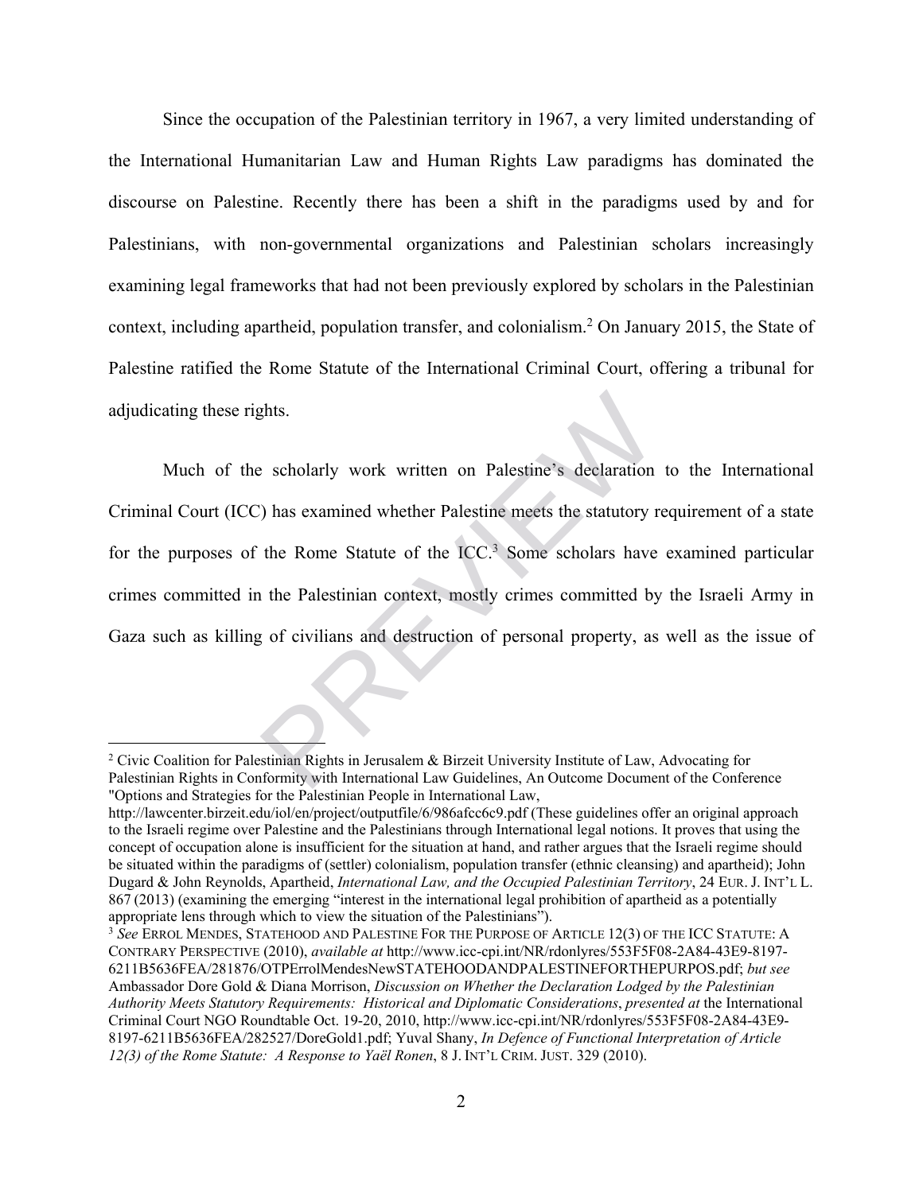Since the occupation of the Palestinian territory in 1967, a very limited understanding of the International Humanitarian Law and Human Rights Law paradigms has dominated the discourse on Palestine. Recently there has been a shift in the paradigms used by and for Palestinians, with non-governmental organizations and Palestinian scholars increasingly examining legal frameworks that had not been previously explored by scholars in the Palestinian context, including apartheid, population transfer, and colonialism.[2] On January 2015, the State of Palestine ratified the Rome Statute of the International Criminal Court, offering a tribunal for adjudicating these rights.

Much of the scholarly work written on Palestine's declaration to the International Criminal Court (ICC) has examined whether Palestine meets the statutory requirement of a state for the purposes of the Rome Statute of the ICC.[3] Some scholars have examined particular crimes committed in the Palestinian context, mostly crimes committed by the Israeli Army in Gaza such as killing of civilians and destruction of personal property, as well as the issue of

---

[2] Civic Coalition for Palestinian Rights in Jerusalem & Birzeit University Institute of Law, Advocating for Palestinian Rights in Conformity with International Law Guidelines, An Outcome Document of the Conference "Options and Strategies for the Palestinian People in International Law, http://lawcenter.birzeit.edu/iol/en/project/outputfile/6/986afcc6c9.pdf (These guidelines offer an original approach to the Israeli regime over Palestine and the Palestinians through International legal notions. It proves that using the concept of occupation alone is insufficient for the situation at hand, and rather argues that the Israeli regime should be situated within the paradigms of (settler) colonialism, population transfer (ethnic cleansing) and apartheid); John Dugard & John Reynolds, Apartheid, *International Law, and the Occupied Palestinian Territory*, 24 EUR. J. INT'L L. 867 (2013) (examining the emerging "interest in the international legal prohibition of apartheid as a potentially appropriate lens through which to view the situation of the Palestinians").

[3] *See* ERROL MENDES, STATEHOOD AND PALESTINE FOR THE PURPOSE OF ARTICLE 12(3) OF THE ICC STATUTE: A CONTRARY PERSPECTIVE (2010), *available at* http://www.icc-cpi.int/NR/rdonlyres/553F5F08-2A84-43E9-8197-6211B5636FEA/281876/OTPErrolMendesNewSTATEHOODANDPALESTINEFORTHEPURPOS.pdf; *but see* Ambassador Dore Gold & Diana Morrison, *Discussion on Whether the Declaration Lodged by the Palestinian Authority Meets Statutory Requirements: Historical and Diplomatic Considerations*, *presented at* the International Criminal Court NGO Roundtable Oct. 19-20, 2010, http://www.icc-cpi.int/NR/rdonlyres/553F5F08-2A84-43E9-8197-6211B5636FEA/282527/DoreGold1.pdf; Yuval Shany, *In Defence of Functional Interpretation of Article 12(3) of the Rome Statute: A Response to Yaël Ronen*, 8 J. INT'L CRIM. JUST. 329 (2010).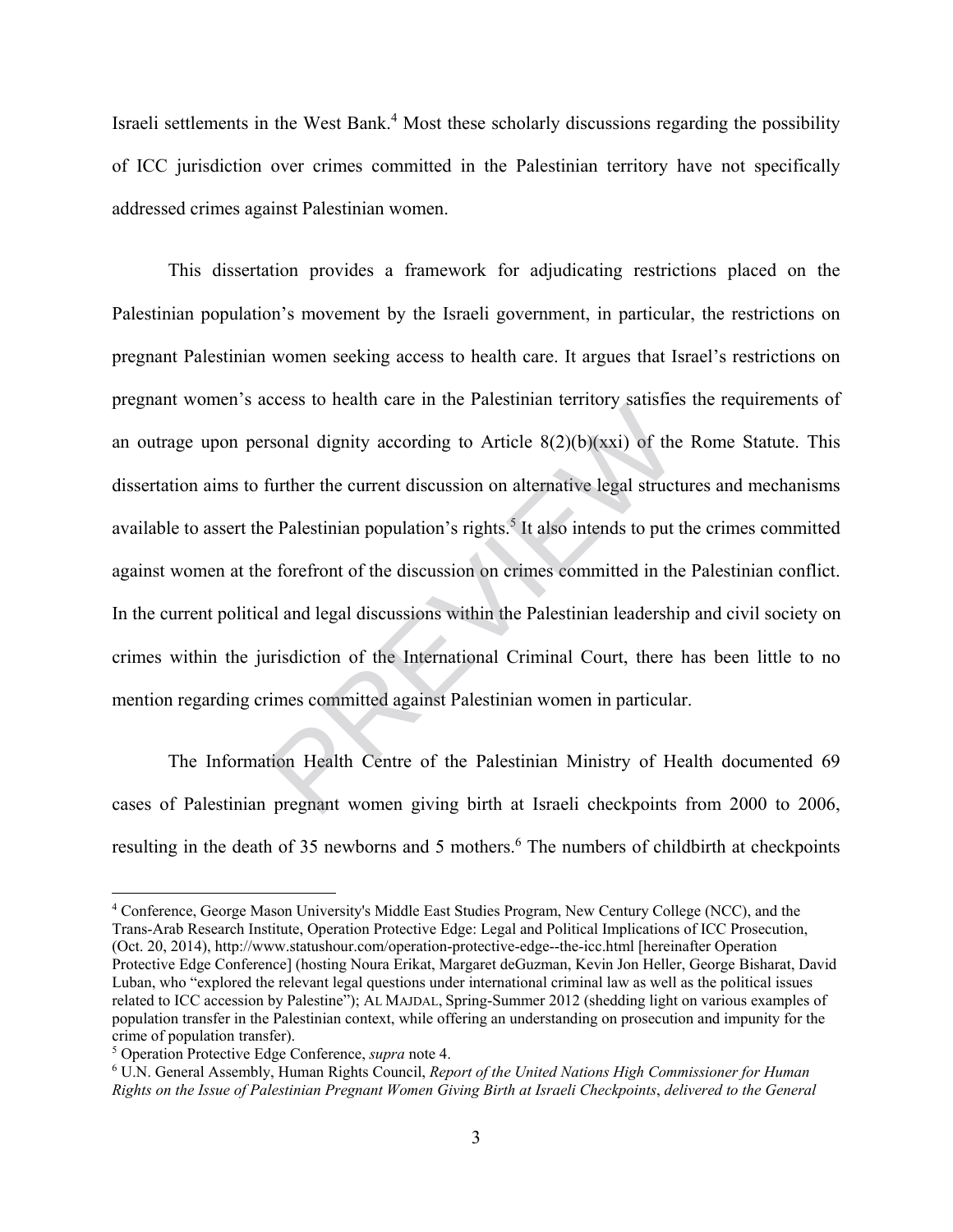Israeli settlements in the West Bank.[4] Most these scholarly discussions regarding the possibility of ICC jurisdiction over crimes committed in the Palestinian territory have not specifically addressed crimes against Palestinian women.

This dissertation provides a framework for adjudicating restrictions placed on the Palestinian population's movement by the Israeli government, in particular, the restrictions on pregnant Palestinian women seeking access to health care. It argues that Israel's restrictions on pregnant women's access to health care in the Palestinian territory satisfies the requirements of an outrage upon personal dignity according to Article 8(2)(b)(xxi) of the Rome Statute. This dissertation aims to further the current discussion on alternative legal structures and mechanisms available to assert the Palestinian population's rights.[5] It also intends to put the crimes committed against women at the forefront of the discussion on crimes committed in the Palestinian conflict. In the current political and legal discussions within the Palestinian leadership and civil society on crimes within the jurisdiction of the International Criminal Court, there has been little to no mention regarding crimes committed against Palestinian women in particular.

The Information Health Centre of the Palestinian Ministry of Health documented 69 cases of Palestinian pregnant women giving birth at Israeli checkpoints from 2000 to 2006, resulting in the death of 35 newborns and 5 mothers.[6] The numbers of childbirth at checkpoints

---

[4] Conference, George Mason University's Middle East Studies Program, New Century College (NCC), and the Trans-Arab Research Institute, Operation Protective Edge: Legal and Political Implications of ICC Prosecution, (Oct. 20, 2014), http://www.statushour.com/operation-protective-edge--the-icc.html [hereinafter Operation Protective Edge Conference] (hosting Noura Erikat, Margaret deGuzman, Kevin Jon Heller, George Bisharat, David Luban, who "explored the relevant legal questions under international criminal law as well as the political issues related to ICC accession by Palestine"); AL MAJDAL, Spring-Summer 2012 (shedding light on various examples of population transfer in the Palestinian context, while offering an understanding on prosecution and impunity for the crime of population transfer).

[5] Operation Protective Edge Conference, *supra* note 4.

[6] U.N. General Assembly, Human Rights Council, *Report of the United Nations High Commissioner for Human Rights on the Issue of Palestinian Pregnant Women Giving Birth at Israeli Checkpoints*, *delivered to the General*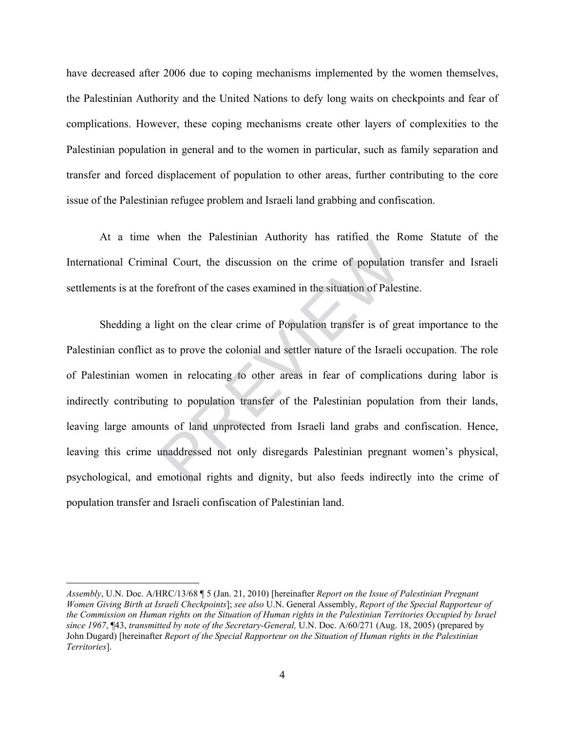have decreased after 2006 due to coping mechanisms implemented by the women themselves, the Palestinian Authority and the United Nations to defy long waits on checkpoints and fear of complications. However, these coping mechanisms create other layers of complexities to the Palestinian population in general and to the women in particular, such as family separation and transfer and forced displacement of population to other areas, further contributing to the core issue of the Palestinian refugee problem and Israeli land grabbing and confiscation.

At a time when the Palestinian Authority has ratified the Rome Statute of the International Criminal Court, the discussion on the crime of population transfer and Israeli settlements is at the forefront of the cases examined in the situation of Palestine.

Shedding a light on the clear crime of Population transfer is of great importance to the Palestinian conflict as to prove the colonial and settler nature of the Israeli occupation. The role of Palestinian women in relocating to other areas in fear of complications during labor is indirectly contributing to population transfer of the Palestinian population from their lands, leaving large amounts of land unprotected from Israeli land grabs and confiscation. Hence, leaving this crime unaddressed not only disregards Palestinian pregnant women's physical, psychological, and emotional rights and dignity, but also feeds indirectly into the crime of population transfer and Israeli confiscation of Palestinian land.

---

*Assembly*, U.N. Doc. A/HRC/13/68 ¶ 5 (Jan. 21, 2010) [hereinafter *Report on the Issue of Palestinian Pregnant Women Giving Birth at Israeli Checkpoints*]; *see also* U.N. General Assembly, *Report of the Special Rapporteur of the Commission on Human rights on the Situation of Human rights in the Palestinian Territories Occupied by Israel since 1967*, ¶43, *transmitted by note of the Secretary-General,* U.N. Doc. A/60/271 (Aug. 18, 2005) (prepared by John Dugard) [hereinafter *Report of the Special Rapporteur on the Situation of Human rights in the Palestinian Territories*].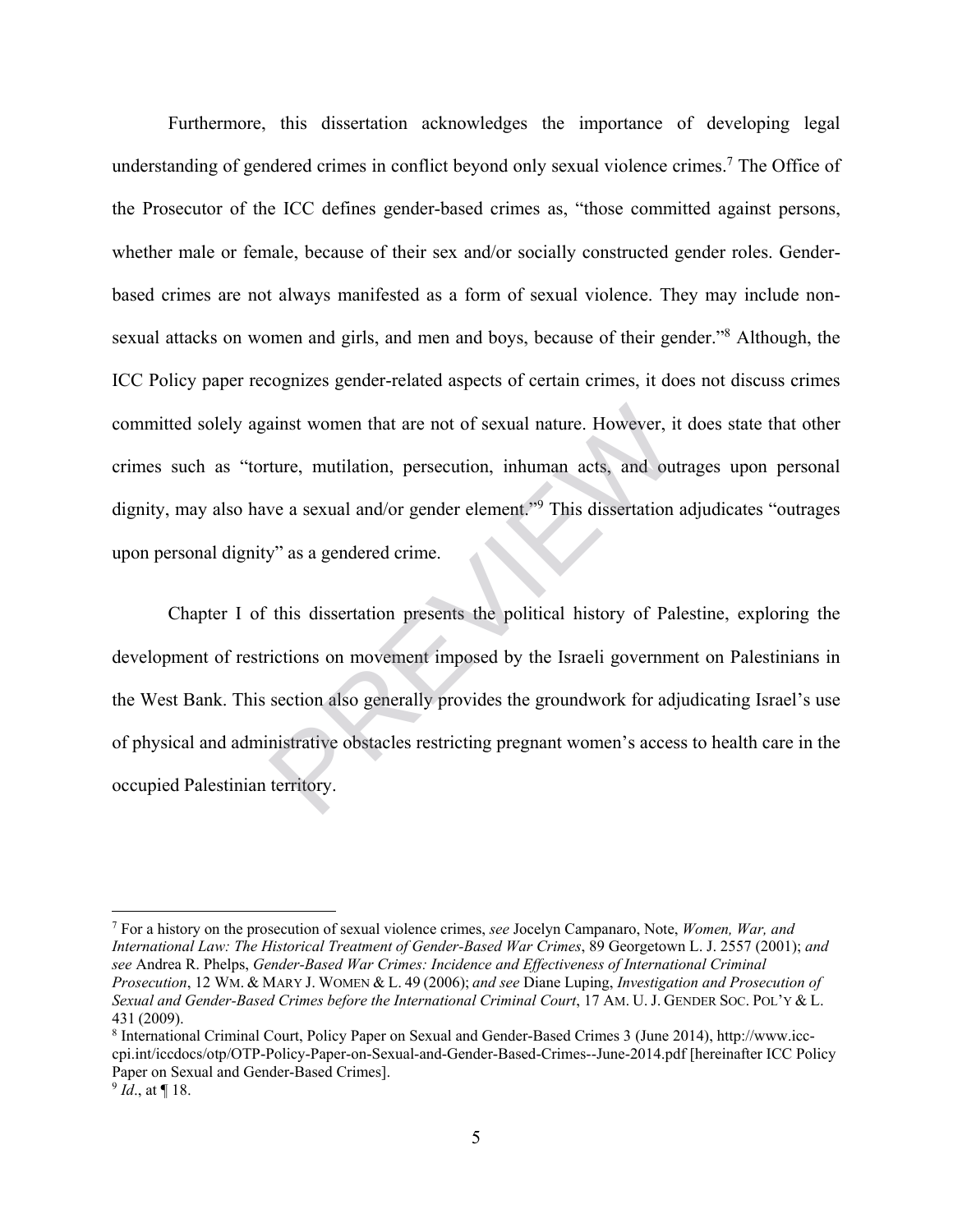Furthermore, this dissertation acknowledges the importance of developing legal understanding of gendered crimes in conflict beyond only sexual violence crimes.[7] The Office of the Prosecutor of the ICC defines gender-based crimes as, "those committed against persons, whether male or female, because of their sex and/or socially constructed gender roles. Gender-based crimes are not always manifested as a form of sexual violence. They may include non-sexual attacks on women and girls, and men and boys, because of their gender."[8] Although, the ICC Policy paper recognizes gender-related aspects of certain crimes, it does not discuss crimes committed solely against women that are not of sexual nature. However, it does state that other crimes such as "torture, mutilation, persecution, inhuman acts, and outrages upon personal dignity, may also have a sexual and/or gender element."[9] This dissertation adjudicates "outrages upon personal dignity" as a gendered crime.

Chapter I of this dissertation presents the political history of Palestine, exploring the development of restrictions on movement imposed by the Israeli government on Palestinians in the West Bank. This section also generally provides the groundwork for adjudicating Israel's use of physical and administrative obstacles restricting pregnant women's access to health care in the occupied Palestinian territory.

---

[7] For a history on the prosecution of sexual violence crimes, *see* Jocelyn Campanaro, Note, *Women, War, and International Law: The Historical Treatment of Gender-Based War Crimes*, 89 Georgetown L. J. 2557 (2001); *and see* Andrea R. Phelps, *Gender-Based War Crimes: Incidence and Effectiveness of International Criminal Prosecution*, 12 WM. & MARY J. WOMEN & L. 49 (2006); *and see* Diane Luping, *Investigation and Prosecution of Sexual and Gender-Based Crimes before the International Criminal Court*, 17 AM. U. J. GENDER SOC. POL'Y & L. 431 (2009).

[8] International Criminal Court, Policy Paper on Sexual and Gender-Based Crimes 3 (June 2014), http://www.icc-cpi.int/iccdocs/otp/OTP-Policy-Paper-on-Sexual-and-Gender-Based-Crimes--June-2014.pdf [hereinafter ICC Policy Paper on Sexual and Gender-Based Crimes].

[9] *Id*., at ¶ 18.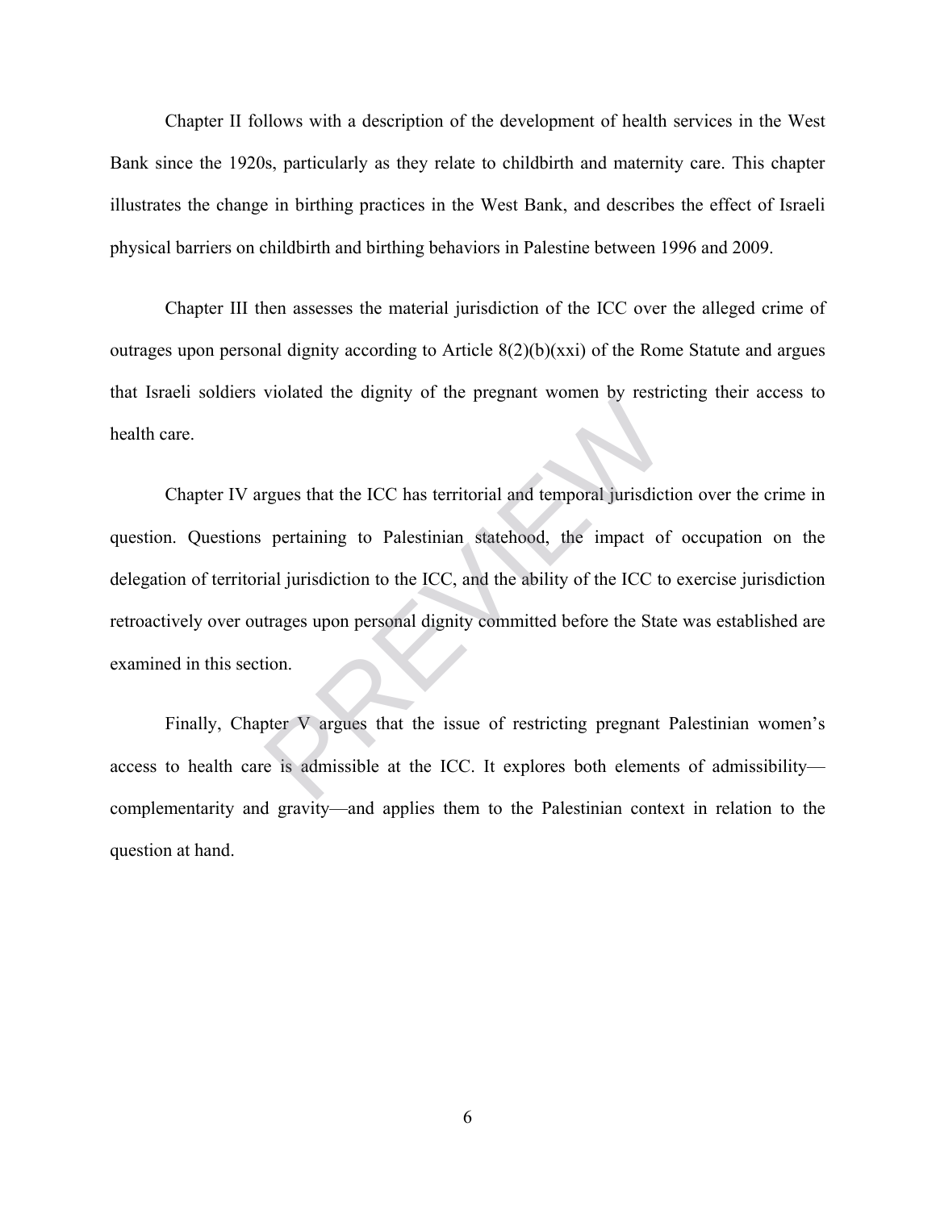Chapter II follows with a description of the development of health services in the West Bank since the 1920s, particularly as they relate to childbirth and maternity care. This chapter illustrates the change in birthing practices in the West Bank, and describes the effect of Israeli physical barriers on childbirth and birthing behaviors in Palestine between 1996 and 2009.

Chapter III then assesses the material jurisdiction of the ICC over the alleged crime of outrages upon personal dignity according to Article 8(2)(b)(xxi) of the Rome Statute and argues that Israeli soldiers violated the dignity of the pregnant women by restricting their access to health care.

Chapter IV argues that the ICC has territorial and temporal jurisdiction over the crime in question. Questions pertaining to Palestinian statehood, the impact of occupation on the delegation of territorial jurisdiction to the ICC, and the ability of the ICC to exercise jurisdiction retroactively over outrages upon personal dignity committed before the State was established are examined in this section.

Finally, Chapter V argues that the issue of restricting pregnant Palestinian women's access to health care is admissible at the ICC. It explores both elements of admissibility—complementarity and gravity—and applies them to the Palestinian context in relation to the question at hand.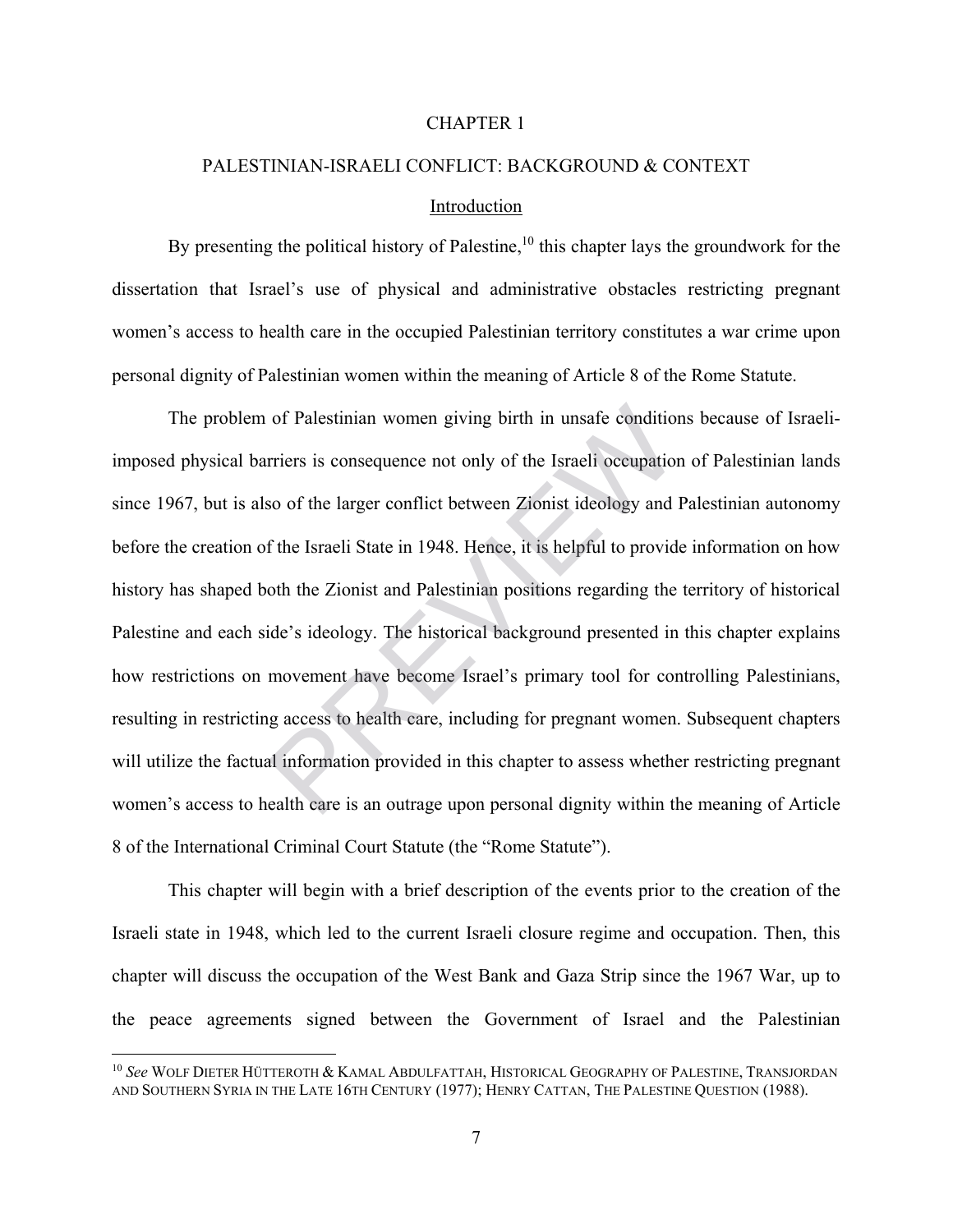# CHAPTER 1

# PALESTINIAN-ISRAELI CONFLICT: BACKGROUND & CONTEXT

## Introduction

By presenting the political history of Palestine,[10] this chapter lays the groundwork for the dissertation that Israel's use of physical and administrative obstacles restricting pregnant women's access to health care in the occupied Palestinian territory constitutes a war crime upon personal dignity of Palestinian women within the meaning of Article 8 of the Rome Statute.

The problem of Palestinian women giving birth in unsafe conditions because of Israeli-imposed physical barriers is consequence not only of the Israeli occupation of Palestinian lands since 1967, but is also of the larger conflict between Zionist ideology and Palestinian autonomy before the creation of the Israeli State in 1948. Hence, it is helpful to provide information on how history has shaped both the Zionist and Palestinian positions regarding the territory of historical Palestine and each side's ideology. The historical background presented in this chapter explains how restrictions on movement have become Israel's primary tool for controlling Palestinians, resulting in restricting access to health care, including for pregnant women. Subsequent chapters will utilize the factual information provided in this chapter to assess whether restricting pregnant women's access to health care is an outrage upon personal dignity within the meaning of Article 8 of the International Criminal Court Statute (the "Rome Statute").

This chapter will begin with a brief description of the events prior to the creation of the Israeli state in 1948, which led to the current Israeli closure regime and occupation. Then, this chapter will discuss the occupation of the West Bank and Gaza Strip since the 1967 War, up to the peace agreements signed between the Government of Israel and the Palestinian

---

[10] *See* WOLF DIETER HÜTTEROTH & KAMAL ABDULFATTAH, HISTORICAL GEOGRAPHY OF PALESTINE, TRANSJORDAN AND SOUTHERN SYRIA IN THE LATE 16TH CENTURY (1977); HENRY CATTAN, THE PALESTINE QUESTION (1988).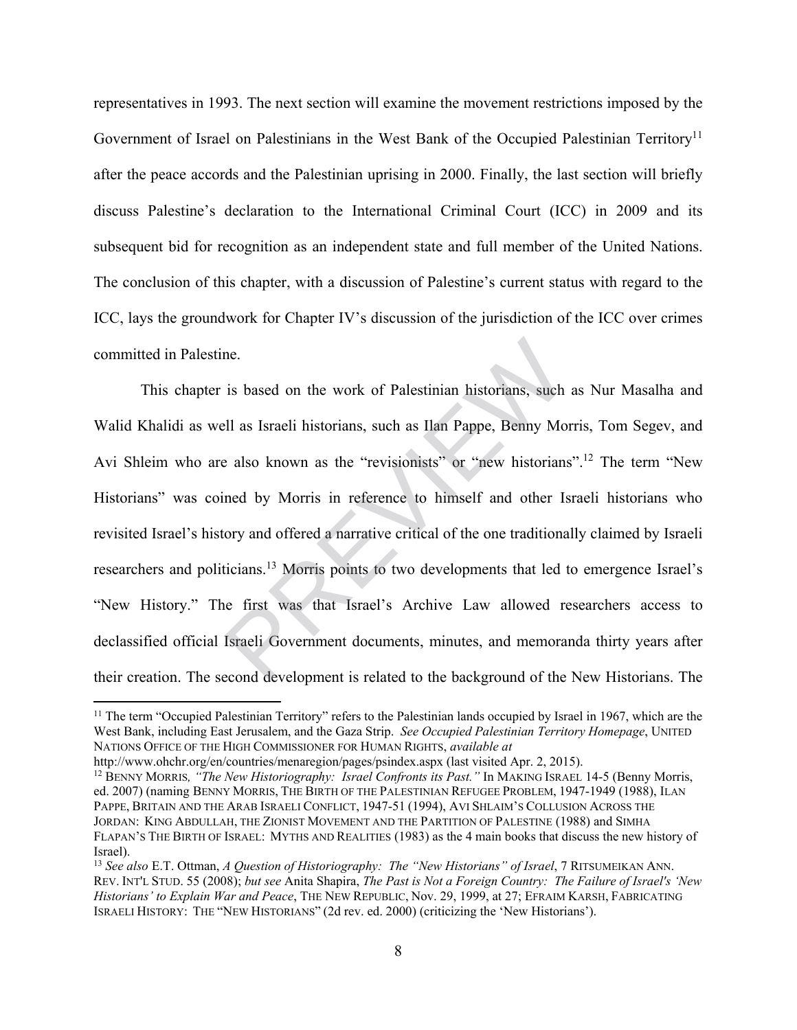representatives in 1993. The next section will examine the movement restrictions imposed by the Government of Israel on Palestinians in the West Bank of the Occupied Palestinian Territory[11] after the peace accords and the Palestinian uprising in 2000. Finally, the last section will briefly discuss Palestine's declaration to the International Criminal Court (ICC) in 2009 and its subsequent bid for recognition as an independent state and full member of the United Nations. The conclusion of this chapter, with a discussion of Palestine's current status with regard to the ICC, lays the groundwork for Chapter IV's discussion of the jurisdiction of the ICC over crimes committed in Palestine.

This chapter is based on the work of Palestinian historians, such as Nur Masalha and Walid Khalidi as well as Israeli historians, such as Ilan Pappe, Benny Morris, Tom Segev, and Avi Shleim who are also known as the "revisionists" or "new historians".[12] The term "New Historians" was coined by Morris in reference to himself and other Israeli historians who revisited Israel's history and offered a narrative critical of the one traditionally claimed by Israeli researchers and politicians.[13] Morris points to two developments that led to emergence Israel's "New History." The first was that Israel's Archive Law allowed researchers access to declassified official Israeli Government documents, minutes, and memoranda thirty years after their creation. The second development is related to the background of the New Historians. The

---

[11] The term "Occupied Palestinian Territory" refers to the Palestinian lands occupied by Israel in 1967, which are the West Bank, including East Jerusalem, and the Gaza Strip. *See Occupied Palestinian Territory Homepage*, UNITED NATIONS OFFICE OF THE HIGH COMMISSIONER FOR HUMAN RIGHTS, *available at* http://www.ohchr.org/en/countries/menaregion/pages/psindex.aspx (last visited Apr. 2, 2015).

[12] BENNY MORRIS*, "The New Historiography: Israel Confronts its Past."* In MAKING ISRAEL 14-5 (Benny Morris, ed. 2007) (naming BENNY MORRIS, THE BIRTH OF THE PALESTINIAN REFUGEE PROBLEM, 1947-1949 (1988), ILAN PAPPE, BRITAIN AND THE ARAB ISRAELI CONFLICT, 1947-51 (1994), AVI SHLAIM'S COLLUSION ACROSS THE JORDAN: KING ABDULLAH, THE ZIONIST MOVEMENT AND THE PARTITION OF PALESTINE (1988) and SIMHA FLAPAN'S THE BIRTH OF ISRAEL: MYTHS AND REALITIES (1983) as the 4 main books that discuss the new history of Israel).

[13] *See also* E.T. Ottman, *A Question of Historiography: The "New Historians" of Israel*, 7 RITSUMEIKAN ANN. REV. INT'L STUD. 55 (2008); *but see* Anita Shapira, *The Past is Not a Foreign Country: The Failure of Israel's 'New Historians' to Explain War and Peace*, THE NEW REPUBLIC, Nov. 29, 1999, at 27; EFRAIM KARSH, FABRICATING ISRAELI HISTORY: THE "NEW HISTORIANS" (2d rev. ed. 2000) (criticizing the 'New Historians').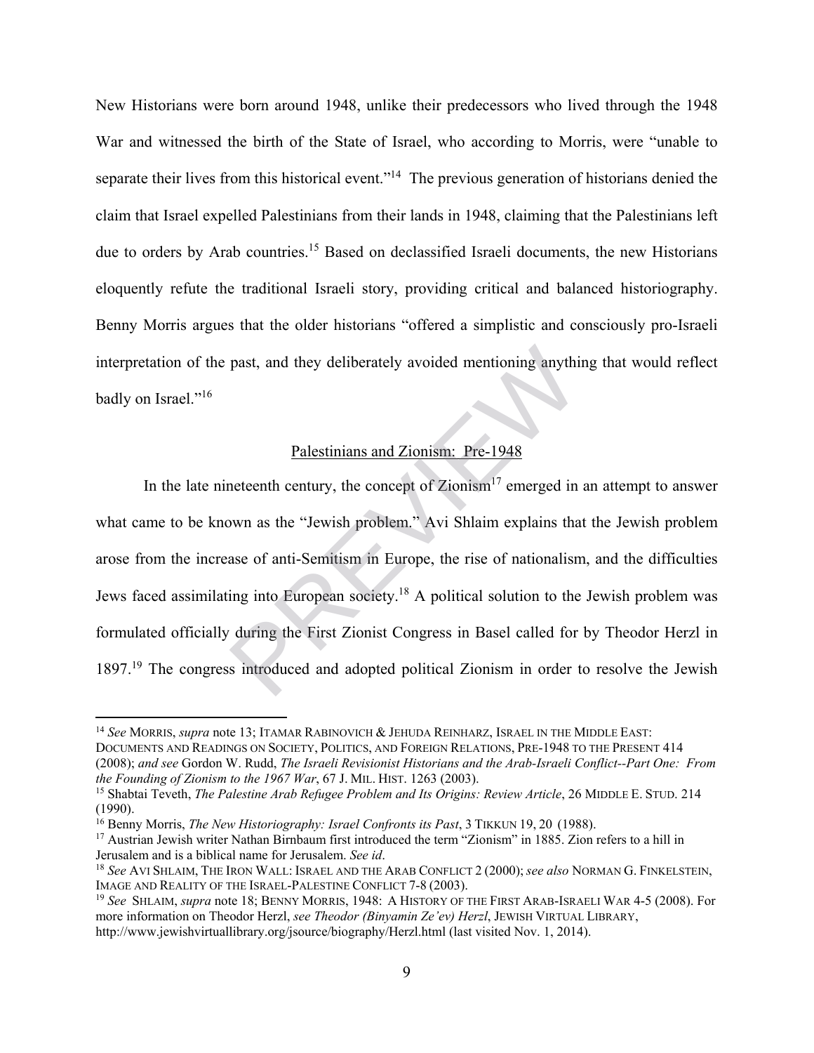New Historians were born around 1948, unlike their predecessors who lived through the 1948 War and witnessed the birth of the State of Israel, who according to Morris, were "unable to separate their lives from this historical event."[14] The previous generation of historians denied the claim that Israel expelled Palestinians from their lands in 1948, claiming that the Palestinians left due to orders by Arab countries.[15] Based on declassified Israeli documents, the new Historians eloquently refute the traditional Israeli story, providing critical and balanced historiography. Benny Morris argues that the older historians "offered a simplistic and consciously pro-Israeli interpretation of the past, and they deliberately avoided mentioning anything that would reflect badly on Israel."[16]

## Palestinians and Zionism: Pre-1948

In the late nineteenth century, the concept of Zionism[17] emerged in an attempt to answer what came to be known as the "Jewish problem." Avi Shlaim explains that the Jewish problem arose from the increase of anti-Semitism in Europe, the rise of nationalism, and the difficulties Jews faced assimilating into European society.[18] A political solution to the Jewish problem was formulated officially during the First Zionist Congress in Basel called for by Theodor Herzl in 1897.[19] The congress introduced and adopted political Zionism in order to resolve the Jewish

---

[14] *See* MORRIS, *supra* note 13; ITAMAR RABINOVICH & JEHUDA REINHARZ, ISRAEL IN THE MIDDLE EAST: DOCUMENTS AND READINGS ON SOCIETY, POLITICS, AND FOREIGN RELATIONS, PRE-1948 TO THE PRESENT 414 (2008); *and see* Gordon W. Rudd, *The Israeli Revisionist Historians and the Arab-Israeli Conflict--Part One: From the Founding of Zionism to the 1967 War*, 67 J. MIL. HIST. 1263 (2003).

[15] Shabtai Teveth, *The Palestine Arab Refugee Problem and Its Origins: Review Article*, 26 MIDDLE E. STUD. 214 (1990).

[16] Benny Morris, *The New Historiography: Israel Confronts its Past*, 3 TIKKUN 19, 20 (1988).

[17] Austrian Jewish writer Nathan Birnbaum first introduced the term "Zionism" in 1885. Zion refers to a hill in Jerusalem and is a biblical name for Jerusalem. *See id*.

[18] *See* AVI SHLAIM, THE IRON WALL: ISRAEL AND THE ARAB CONFLICT 2 (2000); *see also* NORMAN G. FINKELSTEIN, IMAGE AND REALITY OF THE ISRAEL-PALESTINE CONFLICT 7-8 (2003).

[19] *See* SHLAIM, *supra* note 18; BENNY MORRIS, 1948: A HISTORY OF THE FIRST ARAB-ISRAELI WAR 4-5 (2008). For more information on Theodor Herzl, *see Theodor (Binyamin Ze'ev) Herzl*, JEWISH VIRTUAL LIBRARY, http://www.jewishvirtuallibrary.org/jsource/biography/Herzl.html (last visited Nov. 1, 2014).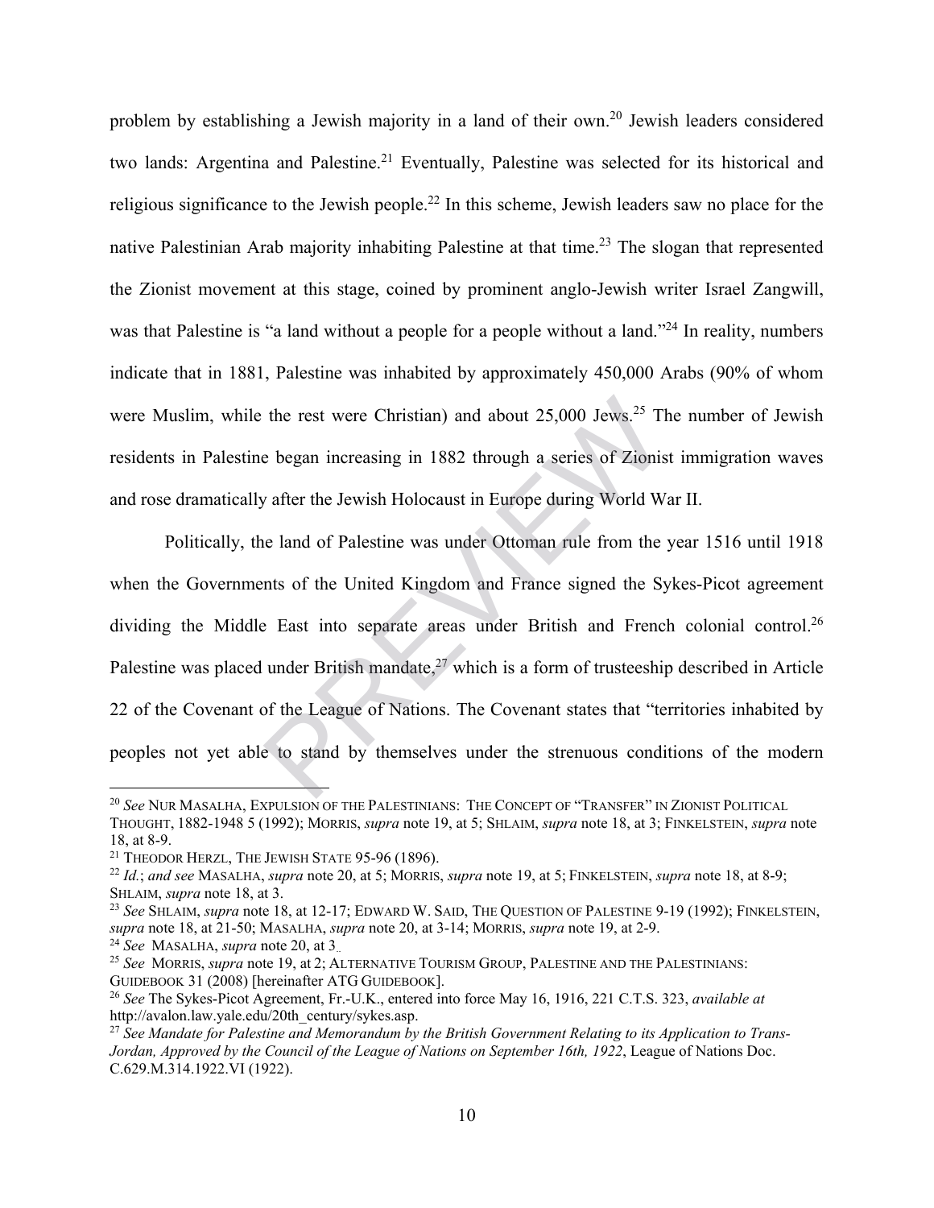problem by establishing a Jewish majority in a land of their own.[20] Jewish leaders considered two lands: Argentina and Palestine.[21] Eventually, Palestine was selected for its historical and religious significance to the Jewish people.[22] In this scheme, Jewish leaders saw no place for the native Palestinian Arab majority inhabiting Palestine at that time.[23] The slogan that represented the Zionist movement at this stage, coined by prominent anglo-Jewish writer Israel Zangwill, was that Palestine is "a land without a people for a people without a land."[24] In reality, numbers indicate that in 1881, Palestine was inhabited by approximately 450,000 Arabs (90% of whom were Muslim, while the rest were Christian) and about 25,000 Jews.[25] The number of Jewish residents in Palestine began increasing in 1882 through a series of Zionist immigration waves and rose dramatically after the Jewish Holocaust in Europe during World War II.

Politically, the land of Palestine was under Ottoman rule from the year 1516 until 1918 when the Governments of the United Kingdom and France signed the Sykes-Picot agreement dividing the Middle East into separate areas under British and French colonial control.[26] Palestine was placed under British mandate,[27] which is a form of trusteeship described in Article 22 of the Covenant of the League of Nations. The Covenant states that "territories inhabited by peoples not yet able to stand by themselves under the strenuous conditions of the modern

---

[20] *See* NUR MASALHA, EXPULSION OF THE PALESTINIANS: THE CONCEPT OF "TRANSFER" IN ZIONIST POLITICAL THOUGHT, 1882-1948 5 (1992); MORRIS, *supra* note 19, at 5; SHLAIM, *supra* note 18, at 3; FINKELSTEIN, *supra* note 18, at 8-9.

[21] THEODOR HERZL, THE JEWISH STATE 95-96 (1896).

[22] *Id.*; *and see* MASALHA, *supra* note 20, at 5; MORRIS, *supra* note 19, at 5; FINKELSTEIN, *supra* note 18, at 8-9; SHLAIM, *supra* note 18, at 3.

[23] *See* SHLAIM, *supra* note 18, at 12-17; EDWARD W. SAID, THE QUESTION OF PALESTINE 9-19 (1992); FINKELSTEIN, *supra* note 18, at 21-50; MASALHA, *supra* note 20, at 3-14; MORRIS, *supra* note 19, at 2-9.

[24] *See* MASALHA, *supra* note 20, at 3.

[25] *See* MORRIS, *supra* note 19, at 2; ALTERNATIVE TOURISM GROUP, PALESTINE AND THE PALESTINIANS: GUIDEBOOK 31 (2008) [hereinafter ATG GUIDEBOOK].

[26] *See* The Sykes-Picot Agreement, Fr.-U.K., entered into force May 16, 1916, 221 C.T.S. 323, *available at* http://avalon.law.yale.edu/20th_century/sykes.asp.

[27] *See Mandate for Palestine and Memorandum by the British Government Relating to its Application to Trans-Jordan, Approved by the Council of the League of Nations on September 16th, 1922*, League of Nations Doc. C.629.M.314.1922.VI (1922).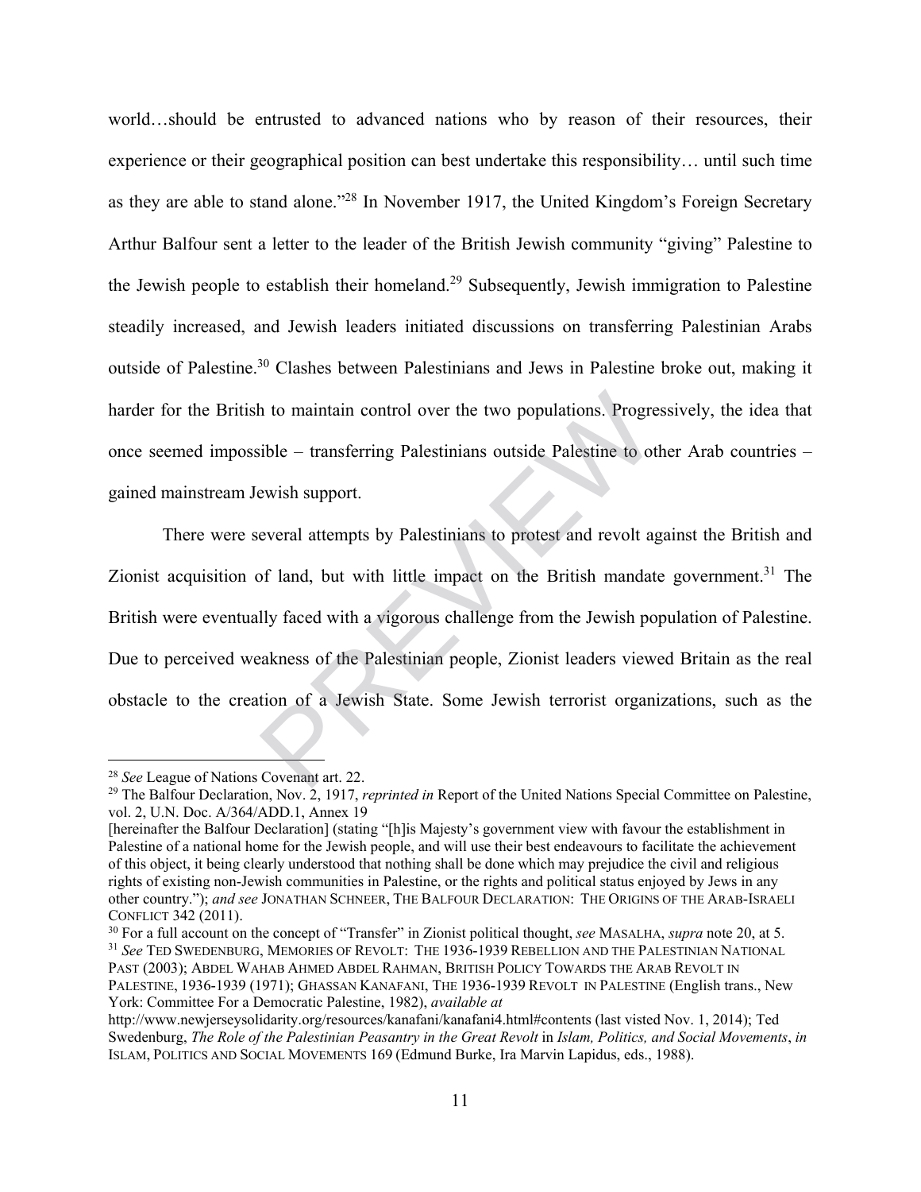world…should be entrusted to advanced nations who by reason of their resources, their experience or their geographical position can best undertake this responsibility… until such time as they are able to stand alone."[28] In November 1917, the United Kingdom's Foreign Secretary Arthur Balfour sent a letter to the leader of the British Jewish community "giving" Palestine to the Jewish people to establish their homeland.[29] Subsequently, Jewish immigration to Palestine steadily increased, and Jewish leaders initiated discussions on transferring Palestinian Arabs outside of Palestine.[30] Clashes between Palestinians and Jews in Palestine broke out, making it harder for the British to maintain control over the two populations. Progressively, the idea that once seemed impossible – transferring Palestinians outside Palestine to other Arab countries – gained mainstream Jewish support.

There were several attempts by Palestinians to protest and revolt against the British and Zionist acquisition of land, but with little impact on the British mandate government.[31] The British were eventually faced with a vigorous challenge from the Jewish population of Palestine. Due to perceived weakness of the Palestinian people, Zionist leaders viewed Britain as the real obstacle to the creation of a Jewish State. Some Jewish terrorist organizations, such as the

---

[28] *See* League of Nations Covenant art. 22.

[29] The Balfour Declaration, Nov. 2, 1917, *reprinted in* Report of the United Nations Special Committee on Palestine, vol. 2, U.N. Doc. A/364/ADD.1, Annex 19
[hereinafter the Balfour Declaration] (stating "[h]is Majesty's government view with favour the establishment in Palestine of a national home for the Jewish people, and will use their best endeavours to facilitate the achievement of this object, it being clearly understood that nothing shall be done which may prejudice the civil and religious rights of existing non-Jewish communities in Palestine, or the rights and political status enjoyed by Jews in any other country."); *and see* JONATHAN SCHNEER, THE BALFOUR DECLARATION: THE ORIGINS OF THE ARAB-ISRAELI CONFLICT 342 (2011).

[30] For a full account on the concept of "Transfer" in Zionist political thought, *see* MASALHA, *supra* note 20, at 5.

[31] *See* TED SWEDENBURG, MEMORIES OF REVOLT: THE 1936-1939 REBELLION AND THE PALESTINIAN NATIONAL PAST (2003); ABDEL WAHAB AHMED ABDEL RAHMAN, BRITISH POLICY TOWARDS THE ARAB REVOLT IN PALESTINE, 1936-1939 (1971); GHASSAN KANAFANI, THE 1936-1939 REVOLT IN PALESTINE (English trans., New York: Committee For a Democratic Palestine, 1982), *available at* http://www.newjerseysolidarity.org/resources/kanafani/kanafani4.html#contents (last visted Nov. 1, 2014); Ted Swedenburg, *The Role of the Palestinian Peasantry in the Great Revolt* in *Islam, Politics, and Social Movements*, *in* ISLAM, POLITICS AND SOCIAL MOVEMENTS 169 (Edmund Burke, Ira Marvin Lapidus, eds., 1988).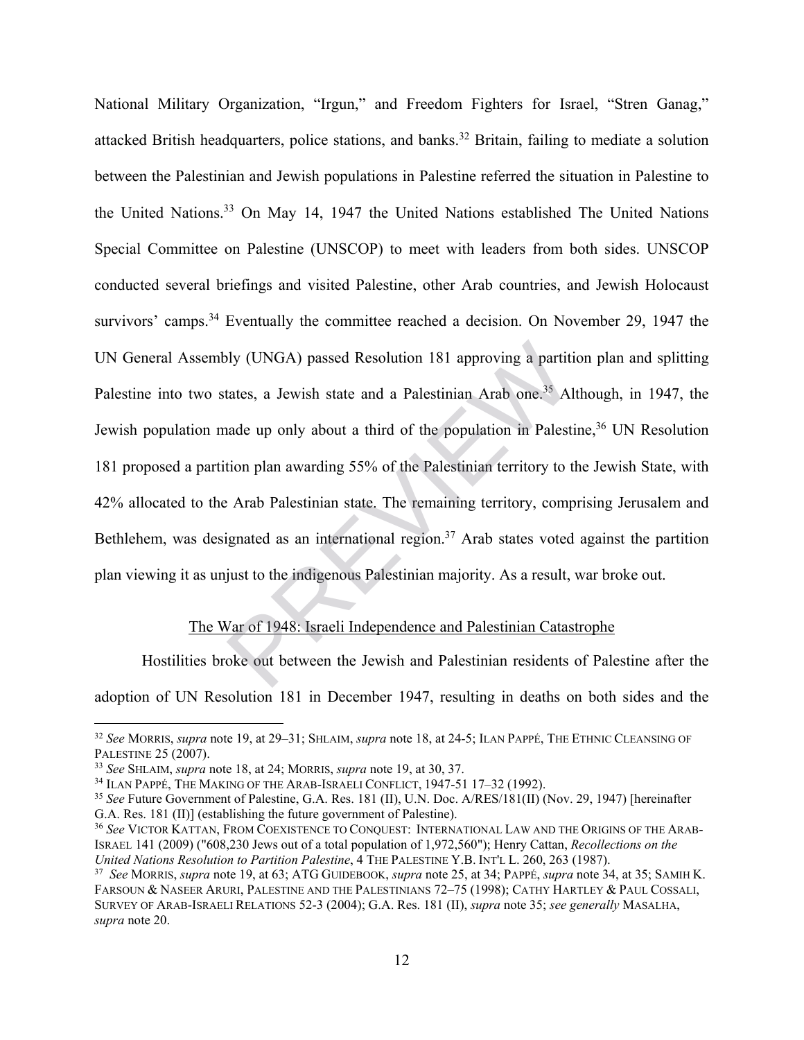National Military Organization, "Irgun," and Freedom Fighters for Israel, "Stren Ganag," attacked British headquarters, police stations, and banks.[32] Britain, failing to mediate a solution between the Palestinian and Jewish populations in Palestine referred the situation in Palestine to the United Nations.[33] On May 14, 1947 the United Nations established The United Nations Special Committee on Palestine (UNSCOP) to meet with leaders from both sides. UNSCOP conducted several briefings and visited Palestine, other Arab countries, and Jewish Holocaust survivors' camps.[34] Eventually the committee reached a decision. On November 29, 1947 the UN General Assembly (UNGA) passed Resolution 181 approving a partition plan and splitting Palestine into two states, a Jewish state and a Palestinian Arab one.[35] Although, in 1947, the Jewish population made up only about a third of the population in Palestine,[36] UN Resolution 181 proposed a partition plan awarding 55% of the Palestinian territory to the Jewish State, with 42% allocated to the Arab Palestinian state. The remaining territory, comprising Jerusalem and Bethlehem, was designated as an international region.[37] Arab states voted against the partition plan viewing it as unjust to the indigenous Palestinian majority. As a result, war broke out.

### The War of 1948: Israeli Independence and Palestinian Catastrophe

Hostilities broke out between the Jewish and Palestinian residents of Palestine after the adoption of UN Resolution 181 in December 1947, resulting in deaths on both sides and the

---

[32] *See* MORRIS, *supra* note 19, at 29–31; SHLAIM, *supra* note 18, at 24-5; ILAN PAPPÉ, THE ETHNIC CLEANSING OF PALESTINE 25 (2007).

[33] *See* SHLAIM, *supra* note 18, at 24; MORRIS, *supra* note 19, at 30, 37.

[34] ILAN PAPPÉ, THE MAKING OF THE ARAB-ISRAELI CONFLICT, 1947-51 17–32 (1992).

[35] *See* Future Government of Palestine, G.A. Res. 181 (II), U.N. Doc. A/RES/181(II) (Nov. 29, 1947) [hereinafter G.A. Res. 181 (II)] (establishing the future government of Palestine).

[36] *See* VICTOR KATTAN, FROM COEXISTENCE TO CONQUEST: INTERNATIONAL LAW AND THE ORIGINS OF THE ARAB-ISRAEL 141 (2009) ("608,230 Jews out of a total population of 1,972,560"); Henry Cattan, *Recollections on the United Nations Resolution to Partition Palestine*, 4 THE PALESTINE Y.B. INT'L L. 260, 263 (1987).

[37] *See* MORRIS, *supra* note 19, at 63; ATG GUIDEBOOK, *supra* note 25, at 34; PAPPÉ, *supra* note 34, at 35; SAMIH K. FARSOUN & NASEER ARURI, PALESTINE AND THE PALESTINIANS 72–75 (1998); CATHY HARTLEY & PAUL COSSALI, SURVEY OF ARAB-ISRAELI RELATIONS 52-3 (2004); G.A. Res. 181 (II), *supra* note 35; *see generally* MASALHA, *supra* note 20.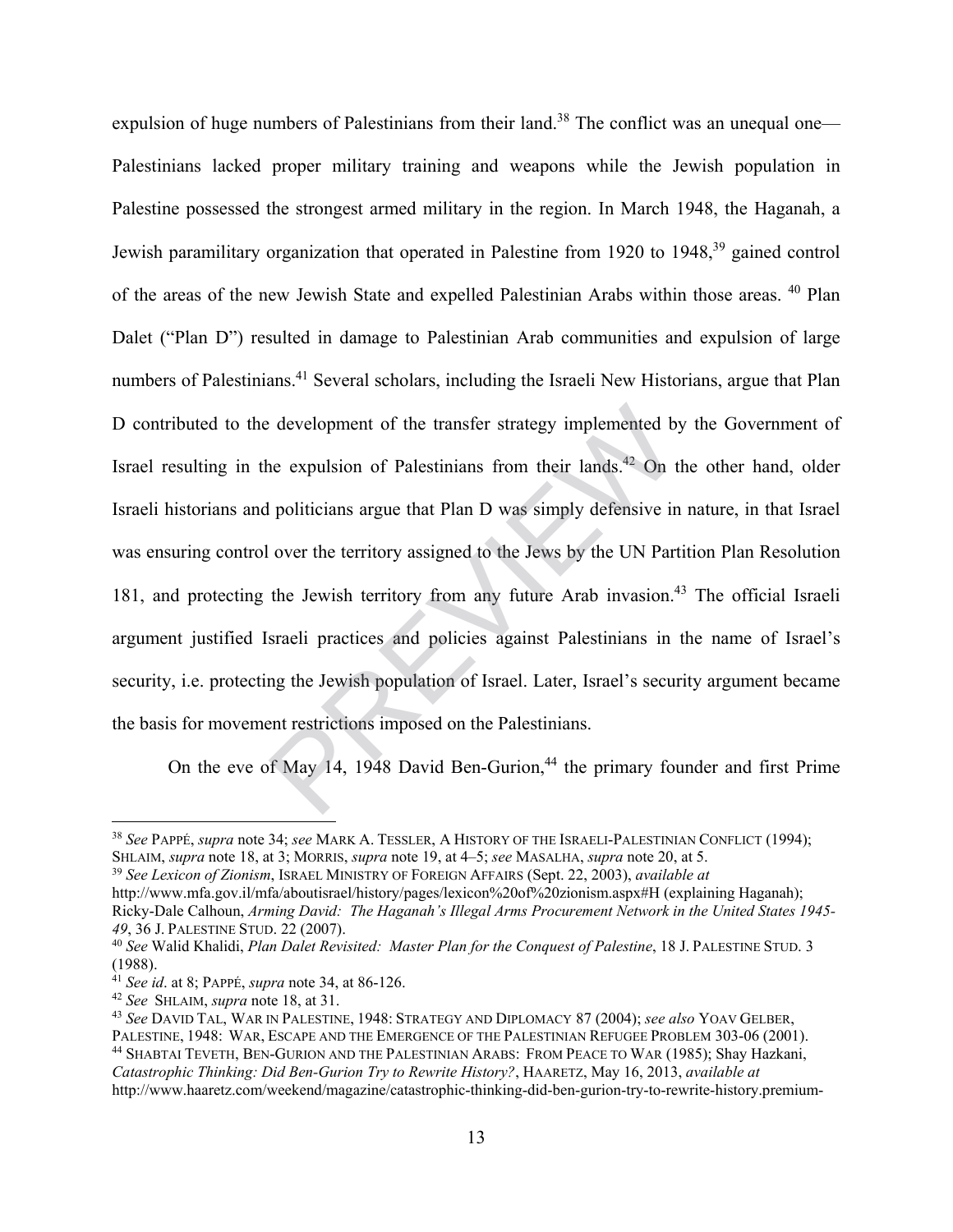expulsion of huge numbers of Palestinians from their land.[38] The conflict was an unequal one—Palestinians lacked proper military training and weapons while the Jewish population in Palestine possessed the strongest armed military in the region. In March 1948, the Haganah, a Jewish paramilitary organization that operated in Palestine from 1920 to 1948,[39] gained control of the areas of the new Jewish State and expelled Palestinian Arabs within those areas. [40] Plan Dalet ("Plan D") resulted in damage to Palestinian Arab communities and expulsion of large numbers of Palestinians.[41] Several scholars, including the Israeli New Historians, argue that Plan D contributed to the development of the transfer strategy implemented by the Government of Israel resulting in the expulsion of Palestinians from their lands.[42] On the other hand, older Israeli historians and politicians argue that Plan D was simply defensive in nature, in that Israel was ensuring control over the territory assigned to the Jews by the UN Partition Plan Resolution 181, and protecting the Jewish territory from any future Arab invasion.[43] The official Israeli argument justified Israeli practices and policies against Palestinians in the name of Israel's security, i.e. protecting the Jewish population of Israel. Later, Israel's security argument became the basis for movement restrictions imposed on the Palestinians.

On the eve of May 14, 1948 David Ben-Gurion,[44] the primary founder and first Prime

---

[38] *See* PAPPÉ, *supra* note 34; *see* MARK A. TESSLER, A HISTORY OF THE ISRAELI-PALESTINIAN CONFLICT (1994); SHLAIM, *supra* note 18, at 3; MORRIS, *supra* note 19, at 4–5; *see* MASALHA, *supra* note 20, at 5.

[39] *See Lexicon of Zionism*, ISRAEL MINISTRY OF FOREIGN AFFAIRS (Sept. 22, 2003), *available at* http://www.mfa.gov.il/mfa/aboutisrael/history/pages/lexicon%20of%20zionism.aspx#H (explaining Haganah); Ricky-Dale Calhoun, *Arming David: The Haganah's Illegal Arms Procurement Network in the United States 1945-49*, 36 J. PALESTINE STUD. 22 (2007).

[40] *See* Walid Khalidi, *Plan Dalet Revisited: Master Plan for the Conquest of Palestine*, 18 J. PALESTINE STUD. 3 (1988).

[41] *See id*. at 8; PAPPÉ, *supra* note 34, at 86-126.

[42] *See* SHLAIM, *supra* note 18, at 31.

[43] *See* DAVID TAL, WAR IN PALESTINE, 1948: STRATEGY AND DIPLOMACY 87 (2004); *see also* YOAV GELBER, PALESTINE, 1948: WAR, ESCAPE AND THE EMERGENCE OF THE PALESTINIAN REFUGEE PROBLEM 303-06 (2001).

[44] SHABTAI TEVETH, BEN-GURION AND THE PALESTINIAN ARABS: FROM PEACE TO WAR (1985); Shay Hazkani, *Catastrophic Thinking: Did Ben-Gurion Try to Rewrite History?*, HAARETZ, May 16, 2013, *available at* http://www.haaretz.com/weekend/magazine/catastrophic-thinking-did-ben-gurion-try-to-rewrite-history.premium-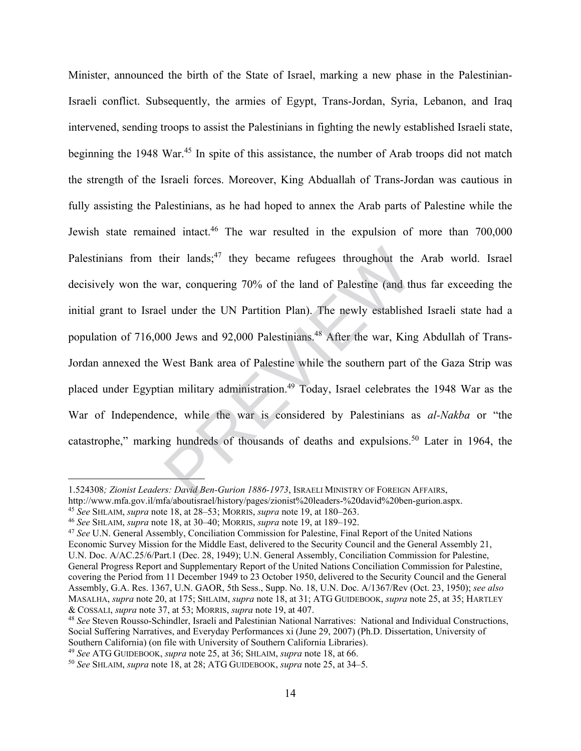Minister, announced the birth of the State of Israel, marking a new phase in the Palestinian-Israeli conflict. Subsequently, the armies of Egypt, Trans-Jordan, Syria, Lebanon, and Iraq intervened, sending troops to assist the Palestinians in fighting the newly established Israeli state, beginning the 1948 War.[45] In spite of this assistance, the number of Arab troops did not match the strength of the Israeli forces. Moreover, King Abduallah of Trans-Jordan was cautious in fully assisting the Palestinians, as he had hoped to annex the Arab parts of Palestine while the Jewish state remained intact.[46] The war resulted in the expulsion of more than 700,000 Palestinians from their lands;[47] they became refugees throughout the Arab world. Israel decisively won the war, conquering 70% of the land of Palestine (and thus far exceeding the initial grant to Israel under the UN Partition Plan). The newly established Israeli state had a population of 716,000 Jews and 92,000 Palestinians.[48] After the war, King Abdullah of Trans-Jordan annexed the West Bank area of Palestine while the southern part of the Gaza Strip was placed under Egyptian military administration.[49] Today, Israel celebrates the 1948 War as the War of Independence, while the war is considered by Palestinians as *al-Nakba* or "the catastrophe," marking hundreds of thousands of deaths and expulsions.[50] Later in 1964, the

---

1.524308*; Zionist Leaders: David Ben-Gurion 1886-1973*, ISRAELI MINISTRY OF FOREIGN AFFAIRS, http://www.mfa.gov.il/mfa/aboutisrael/history/pages/zionist%20leaders-%20david%20ben-gurion.aspx.

[45] *See* SHLAIM, *supra* note 18, at 28–53; MORRIS, *supra* note 19, at 180–263.

[46] *See* SHLAIM, *supra* note 18, at 30–40; MORRIS, *supra* note 19, at 189–192.

[47] *See* U.N. General Assembly, Conciliation Commission for Palestine, Final Report of the United Nations Economic Survey Mission for the Middle East, delivered to the Security Council and the General Assembly 21, U.N. Doc. A/AC.25/6/Part.1 (Dec. 28, 1949); U.N. General Assembly, Conciliation Commission for Palestine, General Progress Report and Supplementary Report of the United Nations Conciliation Commission for Palestine, covering the Period from 11 December 1949 to 23 October 1950, delivered to the Security Council and the General Assembly, G.A. Res. 1367, U.N. GAOR, 5th Sess., Supp. No. 18, U.N. Doc. A/1367/Rev (Oct. 23, 1950); *see also* MASALHA, *supra* note 20, at 175; SHLAIM, *supra* note 18, at 31; ATG GUIDEBOOK, *supra* note 25, at 35; HARTLEY & COSSALI, *supra* note 37, at 53; MORRIS, *supra* note 19, at 407.

[48] *See* Steven Rousso-Schindler, Israeli and Palestinian National Narratives: National and Individual Constructions, Social Suffering Narratives, and Everyday Performances xi (June 29, 2007) (Ph.D. Dissertation, University of Southern California) (on file with University of Southern California Libraries).

[49] *See* ATG GUIDEBOOK, *supra* note 25, at 36; SHLAIM, *supra* note 18, at 66.

[50] *See* SHLAIM, *supra* note 18, at 28; ATG GUIDEBOOK, *supra* note 25, at 34–5.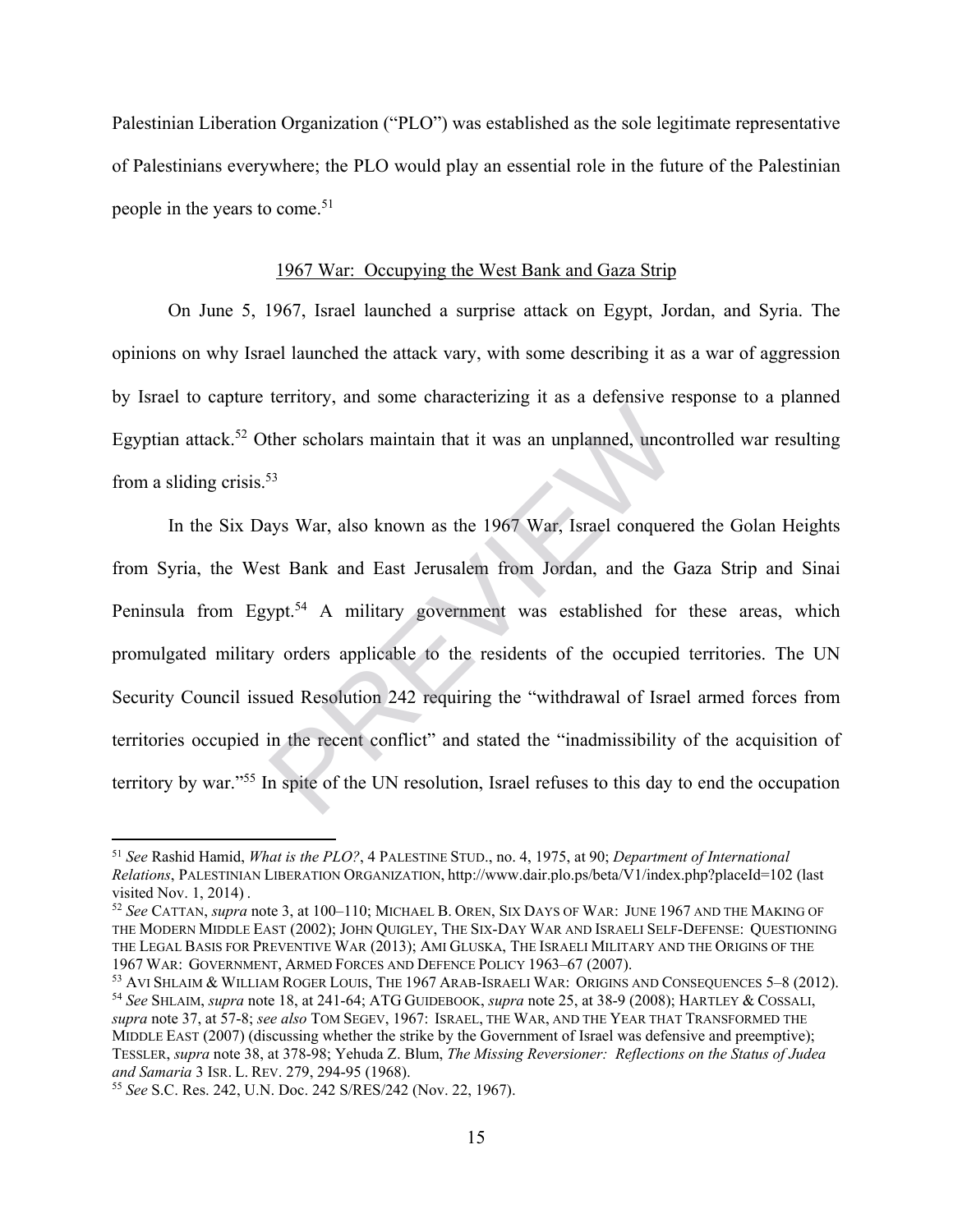Palestinian Liberation Organization ("PLO") was established as the sole legitimate representative of Palestinians everywhere; the PLO would play an essential role in the future of the Palestinian people in the years to come.[51]

## 1967 War: Occupying the West Bank and Gaza Strip

On June 5, 1967, Israel launched a surprise attack on Egypt, Jordan, and Syria. The opinions on why Israel launched the attack vary, with some describing it as a war of aggression by Israel to capture territory, and some characterizing it as a defensive response to a planned Egyptian attack.[52] Other scholars maintain that it was an unplanned, uncontrolled war resulting from a sliding crisis.[53]

In the Six Days War, also known as the 1967 War, Israel conquered the Golan Heights from Syria, the West Bank and East Jerusalem from Jordan, and the Gaza Strip and Sinai Peninsula from Egypt.[54] A military government was established for these areas, which promulgated military orders applicable to the residents of the occupied territories. The UN Security Council issued Resolution 242 requiring the "withdrawal of Israel armed forces from territories occupied in the recent conflict" and stated the "inadmissibility of the acquisition of territory by war."[55] In spite of the UN resolution, Israel refuses to this day to end the occupation

---

[51] *See* Rashid Hamid, *What is the PLO?*, 4 PALESTINE STUD., no. 4, 1975, at 90; *Department of International Relations*, PALESTINIAN LIBERATION ORGANIZATION, http://www.dair.plo.ps/beta/V1/index.php?placeId=102 (last visited Nov. 1, 2014) .

[52] *See* CATTAN, *supra* note 3, at 100–110; MICHAEL B. OREN, SIX DAYS OF WAR: JUNE 1967 AND THE MAKING OF THE MODERN MIDDLE EAST (2002); JOHN QUIGLEY, THE SIX-DAY WAR AND ISRAELI SELF-DEFENSE: QUESTIONING THE LEGAL BASIS FOR PREVENTIVE WAR (2013); AMI GLUSKA, THE ISRAELI MILITARY AND THE ORIGINS OF THE 1967 WAR: GOVERNMENT, ARMED FORCES AND DEFENCE POLICY 1963–67 (2007).

[53] AVI SHLAIM & WILLIAM ROGER LOUIS, THE 1967 ARAB-ISRAELI WAR: ORIGINS AND CONSEQUENCES 5–8 (2012).

[54] *See* SHLAIM, *supra* note 18, at 241-64; ATG GUIDEBOOK, *supra* note 25, at 38-9 (2008); HARTLEY & COSSALI, *supra* note 37, at 57-8; *see also* TOM SEGEV, 1967: ISRAEL, THE WAR, AND THE YEAR THAT TRANSFORMED THE MIDDLE EAST (2007) (discussing whether the strike by the Government of Israel was defensive and preemptive); TESSLER, *supra* note 38, at 378-98; Yehuda Z. Blum, *The Missing Reversioner: Reflections on the Status of Judea and Samaria* 3 ISR. L. REV. 279, 294-95 (1968).

[55] *See* S.C. Res. 242, U.N. Doc. 242 S/RES/242 (Nov. 22, 1967).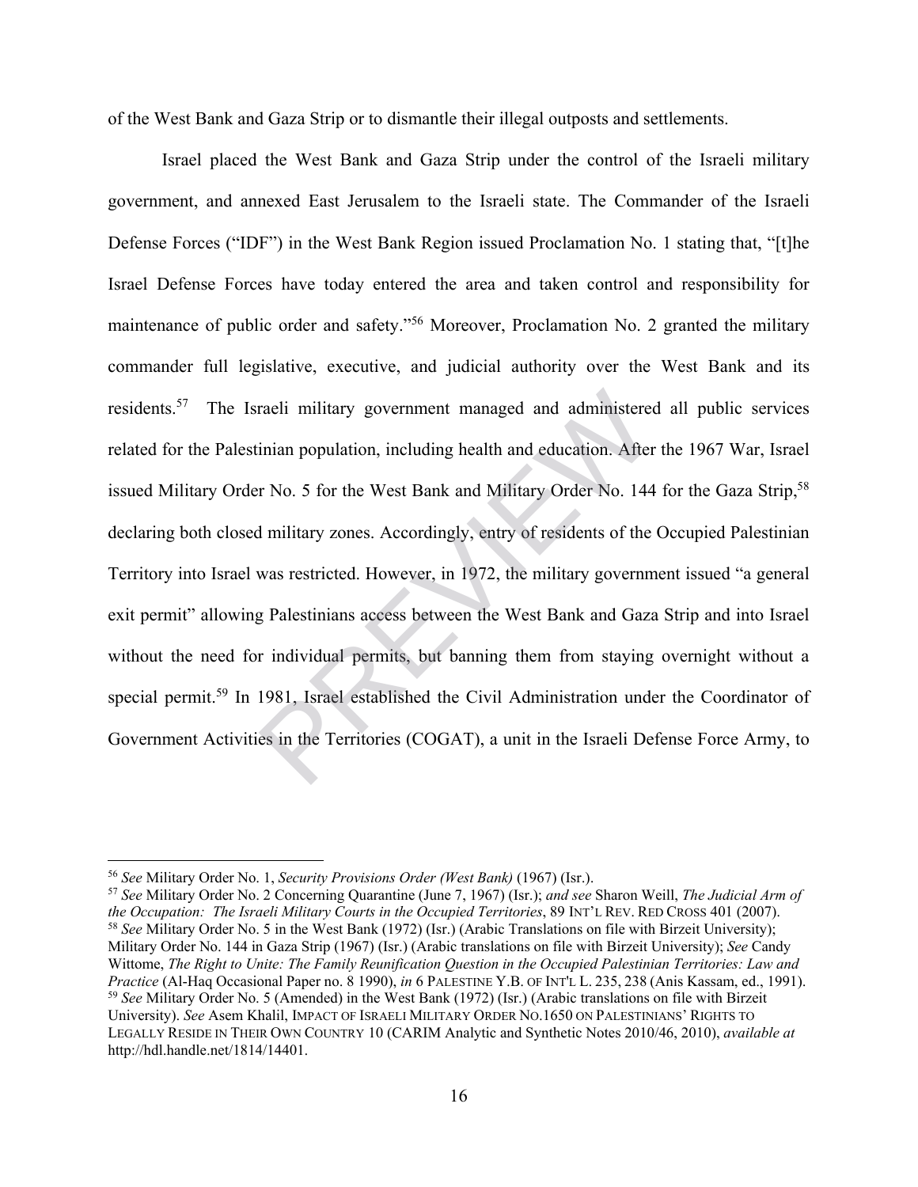of the West Bank and Gaza Strip or to dismantle their illegal outposts and settlements.

Israel placed the West Bank and Gaza Strip under the control of the Israeli military government, and annexed East Jerusalem to the Israeli state. The Commander of the Israeli Defense Forces ("IDF") in the West Bank Region issued Proclamation No. 1 stating that, "[t]he Israel Defense Forces have today entered the area and taken control and responsibility for maintenance of public order and safety."[56] Moreover, Proclamation No. 2 granted the military commander full legislative, executive, and judicial authority over the West Bank and its residents.[57] The Israeli military government managed and administered all public services related for the Palestinian population, including health and education. After the 1967 War, Israel issued Military Order No. 5 for the West Bank and Military Order No. 144 for the Gaza Strip,[58] declaring both closed military zones. Accordingly, entry of residents of the Occupied Palestinian Territory into Israel was restricted. However, in 1972, the military government issued "a general exit permit" allowing Palestinians access between the West Bank and Gaza Strip and into Israel without the need for individual permits, but banning them from staying overnight without a special permit.[59] In 1981, Israel established the Civil Administration under the Coordinator of Government Activities in the Territories (COGAT), a unit in the Israeli Defense Force Army, to

---

[56] *See* Military Order No. 1, *Security Provisions Order (West Bank)* (1967) (Isr.).

[57] *See* Military Order No. 2 Concerning Quarantine (June 7, 1967) (Isr.); *and see* Sharon Weill, *The Judicial Arm of the Occupation: The Israeli Military Courts in the Occupied Territories*, 89 INT'L REV. RED CROSS 401 (2007).

[58] *See* Military Order No. 5 in the West Bank (1972) (Isr.) (Arabic Translations on file with Birzeit University); Military Order No. 144 in Gaza Strip (1967) (Isr.) (Arabic translations on file with Birzeit University); *See* Candy Wittome, *The Right to Unite: The Family Reunification Question in the Occupied Palestinian Territories: Law and Practice* (Al-Haq Occasional Paper no. 8 1990), *in* 6 PALESTINE Y.B. OF INT'L L. 235, 238 (Anis Kassam, ed., 1991).

[59] *See* Military Order No. 5 (Amended) in the West Bank (1972) (Isr.) (Arabic translations on file with Birzeit University). *See* Asem Khalil, IMPACT OF ISRAELI MILITARY ORDER NO.1650 ON PALESTINIANS' RIGHTS TO LEGALLY RESIDE IN THEIR OWN COUNTRY 10 (CARIM Analytic and Synthetic Notes 2010/46, 2010), *available at* http://hdl.handle.net/1814/14401.